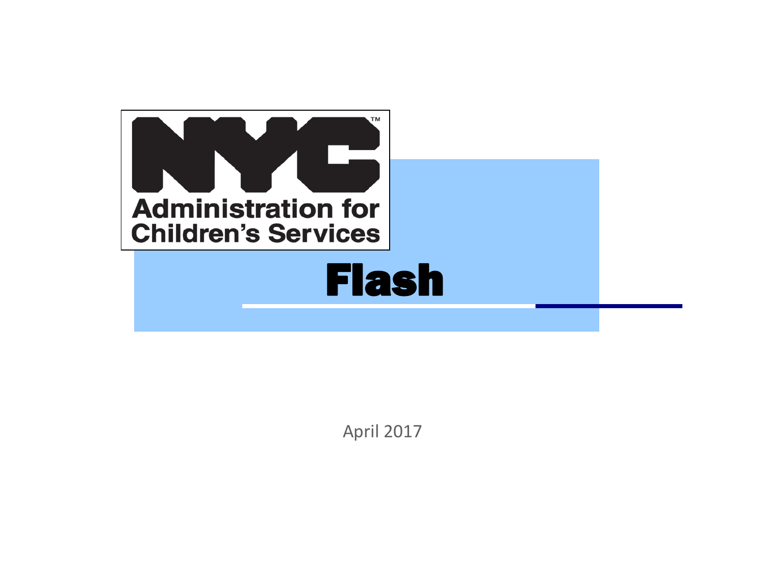NYC Administration for Children's Services

# Flash

April 2017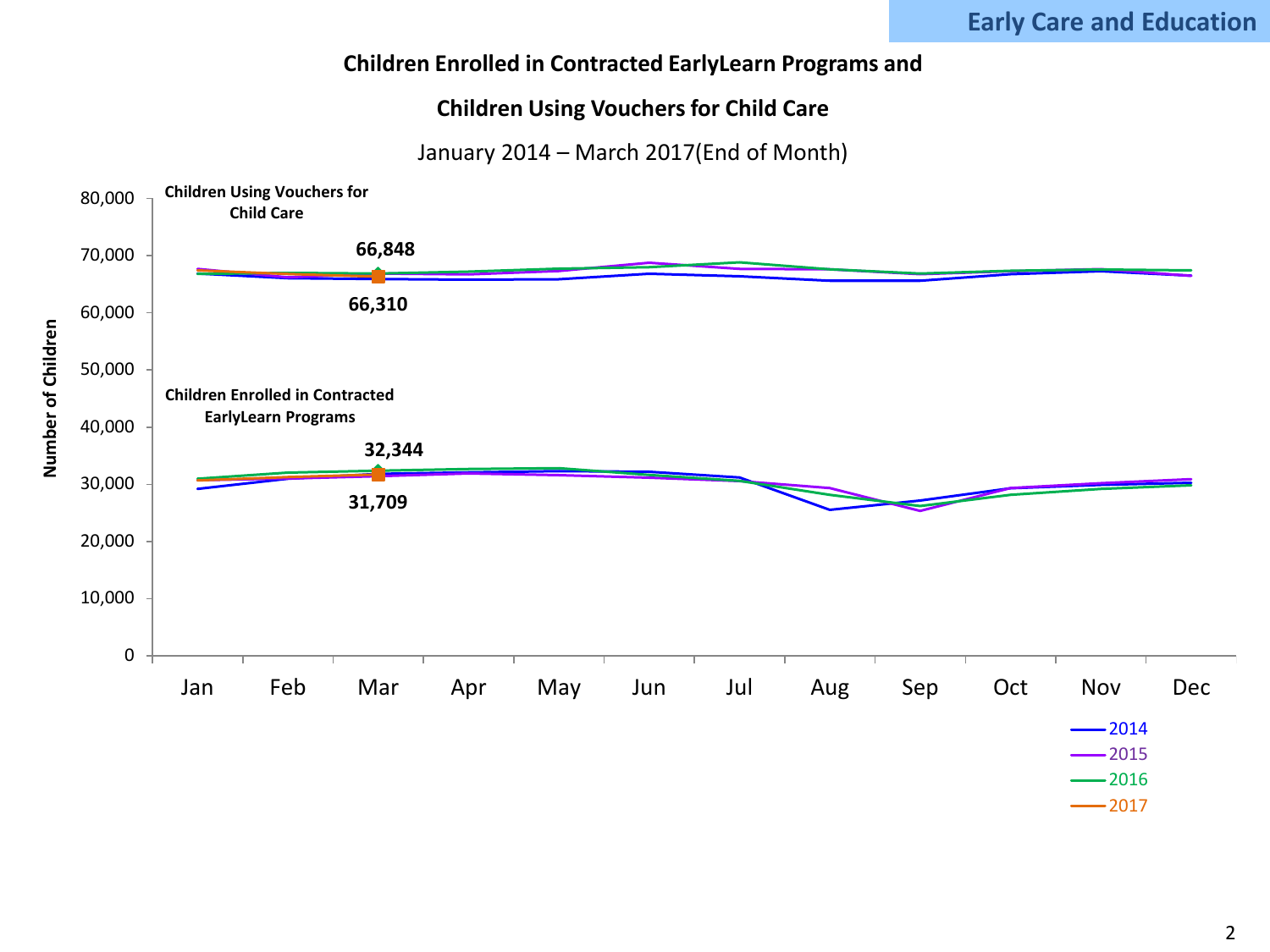## Children Enrolled in Contracted EarlyLearn Programs and Children Using Vouchers for Child Care

January 2014 – March 2017(End of Month)

**Children Using Vouchers for Child Care**

66,848

66,310

**Children Enrolled in Contracted EarlyLearn Programs**

32,344

31,709

Number of Children

0, 10,000, 20,000, 30,000, 40,000, 50,000, 60,000, 70,000, 80,000

Jan Feb Mar Apr May Jun Jul Aug Sep Oct Nov Dec

2014
2015
2016
2017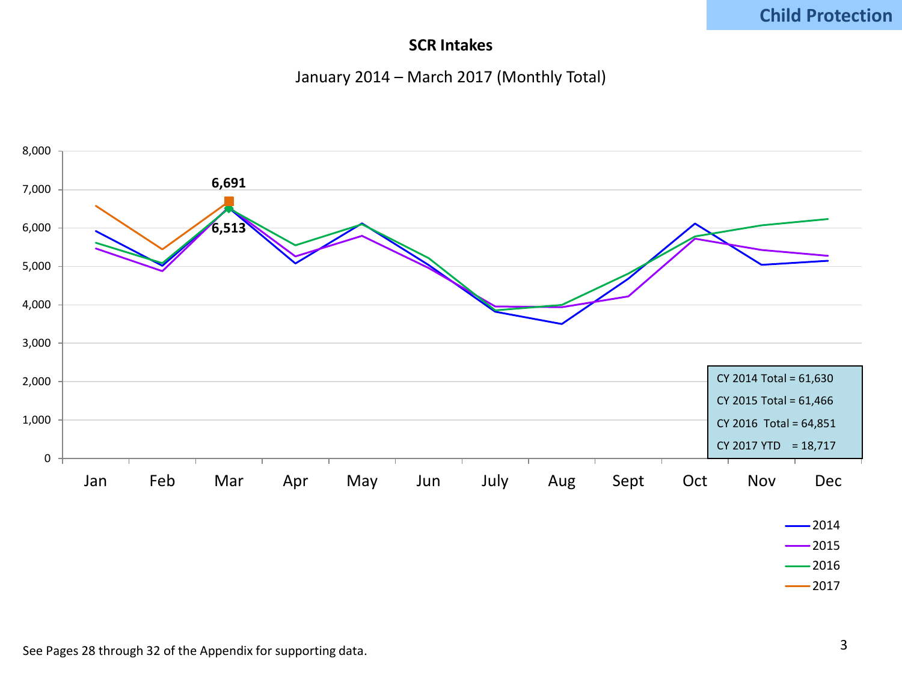Child Protection

## SCR Intakes

January 2014 – March 2017 (Monthly Total)

6,691

6,513

| |
|---|
| CY 2014 Total = 61,630 |
| CY 2015 Total = 61,466 |
| CY 2016 Total = 64,851 |
| CY 2017 YTD = 18,717 |

Legend: 2014, 2015, 2016, 2017

See Pages 28 through 32 of the Appendix for supporting data.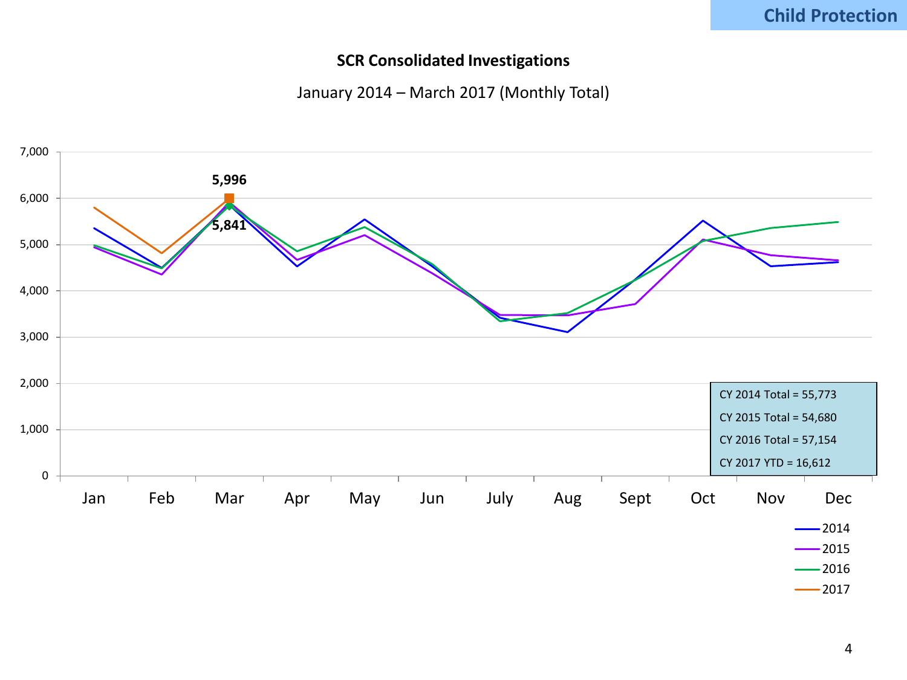## Child Protection

### SCR Consolidated Investigations

January 2014 – March 2017 (Monthly Total)

7,000
6,000
5,000
4,000
3,000
2,000
1,000
0

5,996
5,841

Jan Feb Mar Apr May Jun July Aug Sept Oct Nov Dec

CY 2014 Total = 55,773
CY 2015 Total = 54,680
CY 2016 Total = 57,154
CY 2017 YTD = 16,612

2014
2015
2016
2017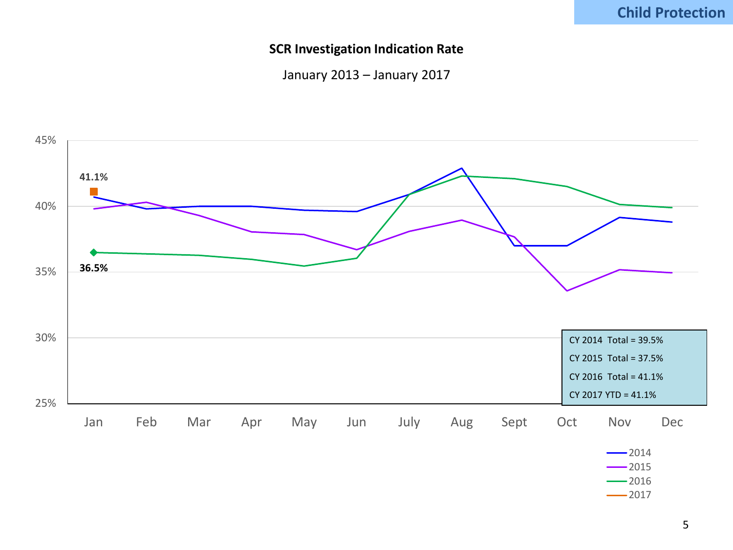**Child Protection**

## SCR Investigation Indication Rate

January 2013 – January 2017

| | |
|---|---|
| CY 2014 Total = 39.5% | |
| CY 2015 Total = 37.5% | |
| CY 2016 Total = 41.1% | |
| CY 2017 YTD = 41.1% | |

Chart data labels: 41.1% (Jan 2017), 36.5% (Jan 2016)

Legend: 2014, 2015, 2016, 2017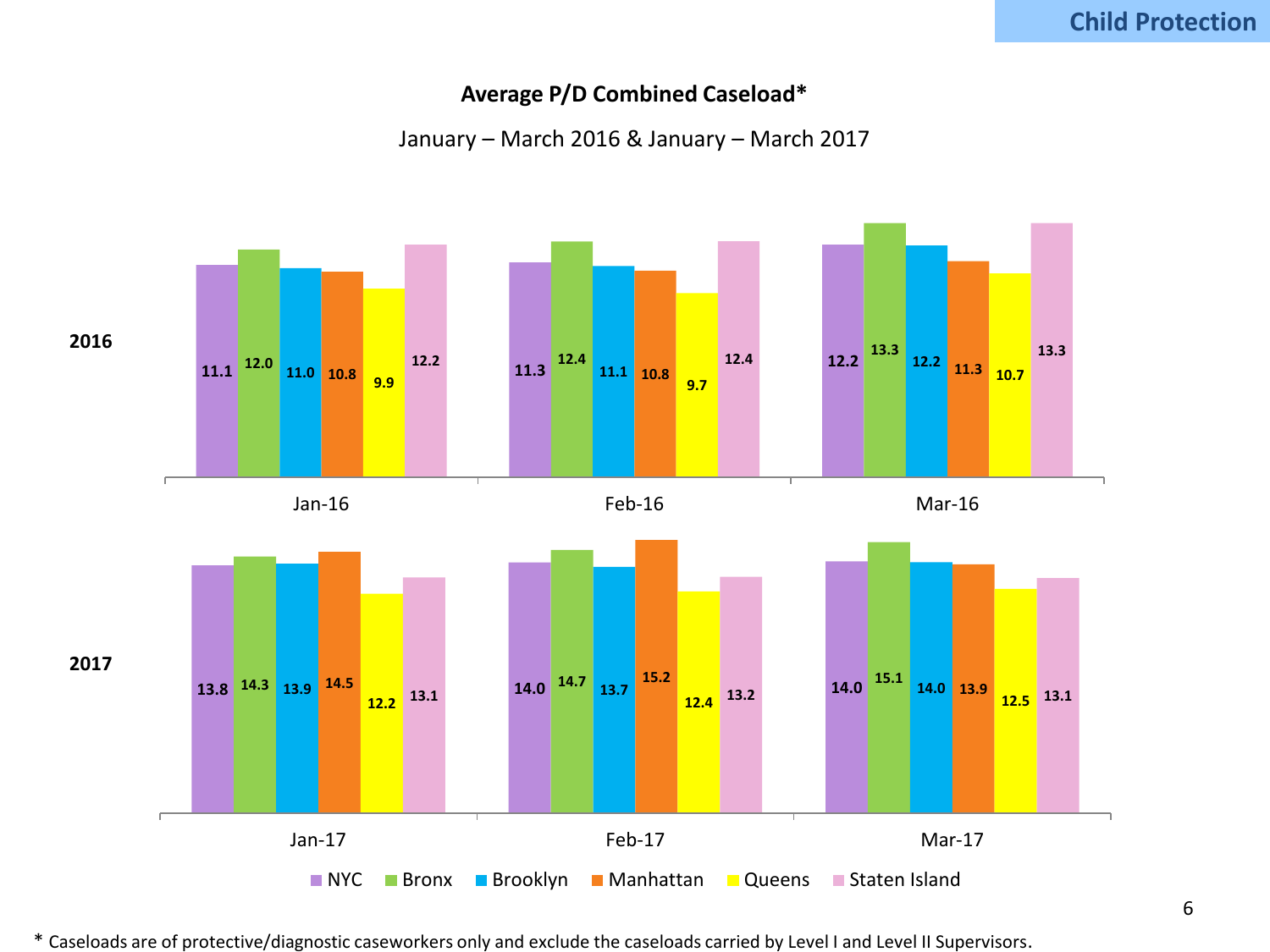Child Protection

## Average P/D Combined Caseload*

January – March 2016 & January – March 2017

**2016**

| | NYC | Bronx | Brooklyn | Manhattan | Queens | Staten Island |
|---|---|---|---|---|---|---|
| Jan-16 | 11.1 | 12.0 | 11.0 | 10.8 | 9.9 | 12.2 |
| Feb-16 | 11.3 | 12.4 | 11.1 | 10.8 | 9.7 | 12.4 |
| Mar-16 | 12.2 | 13.3 | 12.2 | 11.3 | 10.7 | 13.3 |

**2017**

| | NYC | Bronx | Brooklyn | Manhattan | Queens | Staten Island |
|---|---|---|---|---|---|---|
| Jan-17 | 13.8 | 14.3 | 13.9 | 14.5 | 12.2 | 13.1 |
| Feb-17 | 14.0 | 14.7 | 13.7 | 15.2 | 12.4 | 13.2 |
| Mar-17 | 14.0 | 15.1 | 14.0 | 13.9 | 12.5 | 13.1 |

\* Caseloads are of protective/diagnostic caseworkers only and exclude the caseloads carried by Level I and Level II Supervisors.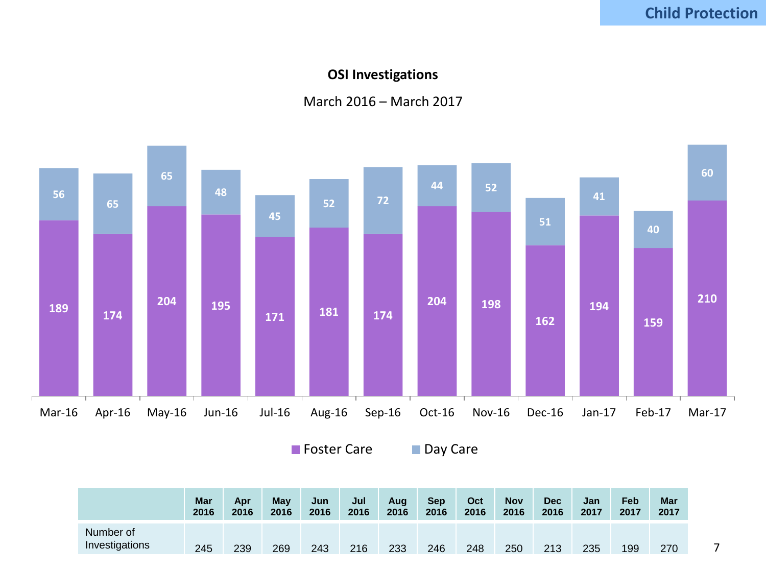**Child Protection**

## OSI Investigations

March 2016 – March 2017

| Month | Foster Care | Day Care |
|---|---|---|
| Mar-16 | 189 | 56 |
| Apr-16 | 174 | 65 |
| May-16 | 204 | 65 |
| Jun-16 | 195 | 48 |
| Jul-16 | 171 | 45 |
| Aug-16 | 181 | 52 |
| Sep-16 | 174 | 72 |
| Oct-16 | 204 | 44 |
| Nov-16 | 198 | 52 |
| Dec-16 | 162 | 51 |
| Jan-17 | 194 | 41 |
| Feb-17 | 159 | 40 |
| Mar-17 | 210 | 60 |

| | Mar 2016 | Apr 2016 | May 2016 | Jun 2016 | Jul 2016 | Aug 2016 | Sep 2016 | Oct 2016 | Nov 2016 | Dec 2016 | Jan 2017 | Feb 2017 | Mar 2017 |
|---|---|---|---|---|---|---|---|---|---|---|---|---|---|
| Number of Investigations | 245 | 239 | 269 | 243 | 216 | 233 | 246 | 248 | 250 | 213 | 235 | 199 | 270 |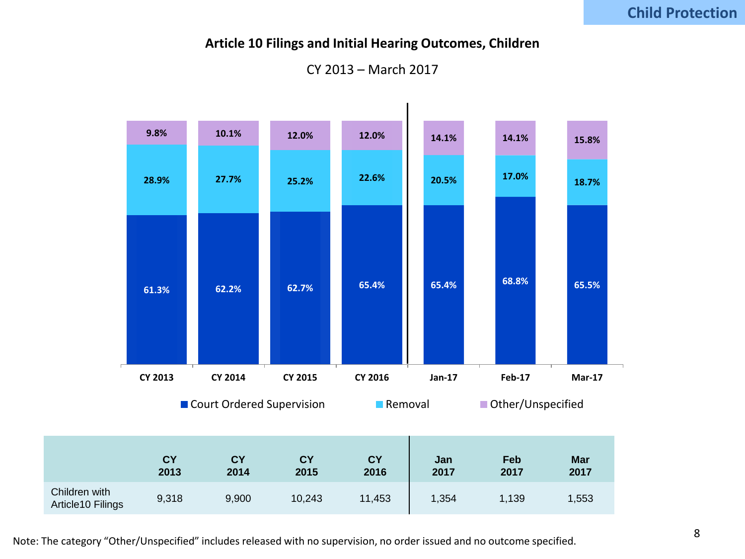# Child Protection

**Article 10 Filings and Initial Hearing Outcomes, Children**

CY 2013 – March 2017

| | CY 2013 | CY 2014 | CY 2015 | CY 2016 | Jan-17 | Feb-17 | Mar-17 |
|---|---|---|---|---|---|---|---|
| Court Ordered Supervision | 61.3% | 62.2% | 62.7% | 65.4% | 65.4% | 68.8% | 65.5% |
| Removal | 28.9% | 27.7% | 25.2% | 22.6% | 20.5% | 17.0% | 18.7% |
| Other/Unspecified | 9.8% | 10.1% | 12.0% | 12.0% | 14.1% | 14.1% | 15.8% |

| | CY 2013 | CY 2014 | CY 2015 | CY 2016 | Jan 2017 | Feb 2017 | Mar 2017 |
|---|---|---|---|---|---|---|---|
| Children with Article10 Filings | 9,318 | 9,900 | 10,243 | 11,453 | 1,354 | 1,139 | 1,553 |

Note: The category "Other/Unspecified" includes released with no supervision, no order issued and no outcome specified.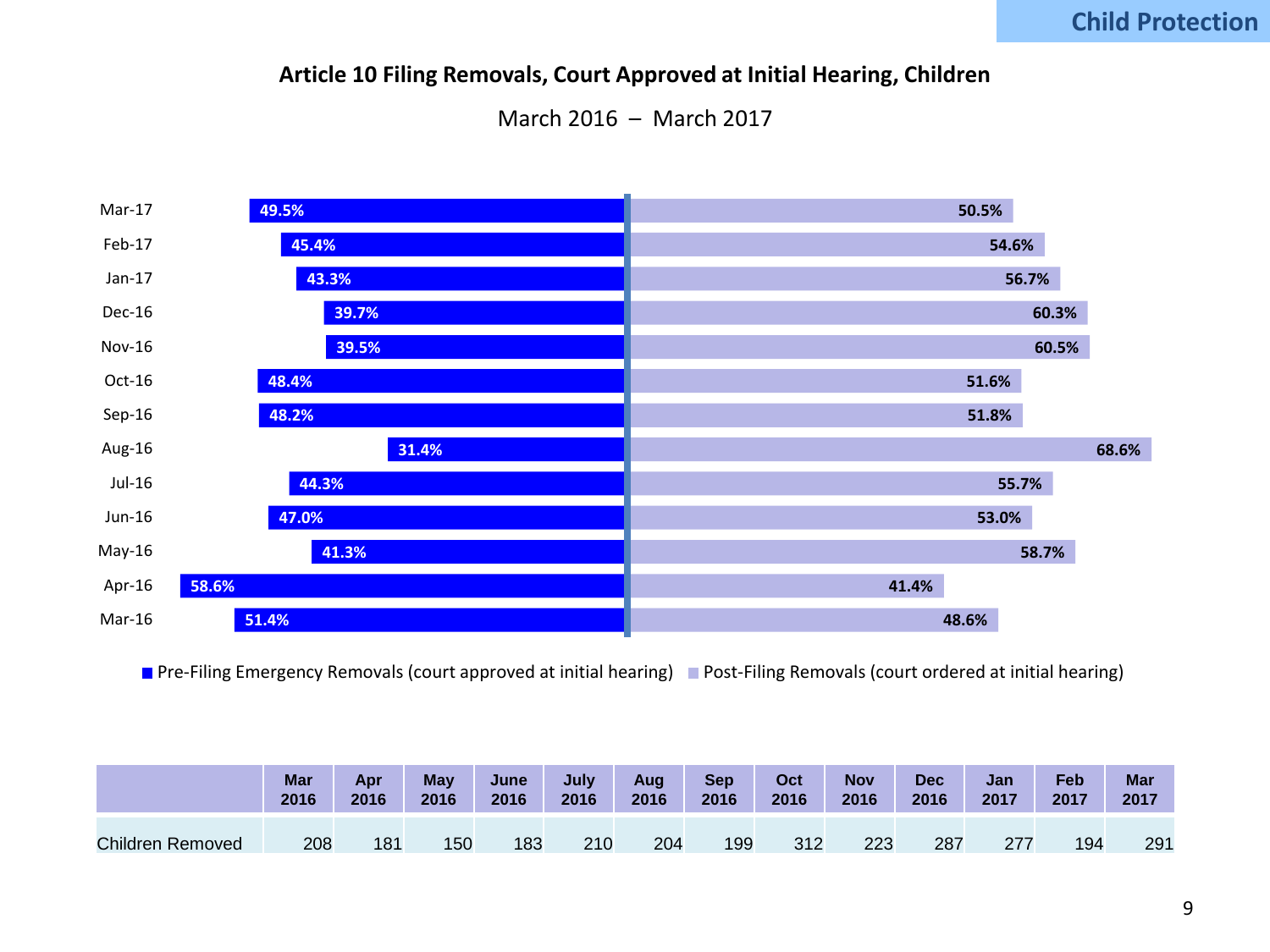Child Protection

## Article 10 Filing Removals, Court Approved at Initial Hearing, Children

March 2016 – March 2017

| Month | Pre-Filing Emergency Removals (court approved at initial hearing) | Post-Filing Removals (court ordered at initial hearing) |
|---|---|---|
| Mar-17 | 49.5% | 50.5% |
| Feb-17 | 45.4% | 54.6% |
| Jan-17 | 43.3% | 56.7% |
| Dec-16 | 39.7% | 60.3% |
| Nov-16 | 39.5% | 60.5% |
| Oct-16 | 48.4% | 51.6% |
| Sep-16 | 48.2% | 51.8% |
| Aug-16 | 31.4% | 68.6% |
| Jul-16 | 44.3% | 55.7% |
| Jun-16 | 47.0% | 53.0% |
| May-16 | 41.3% | 58.7% |
| Apr-16 | 58.6% | 41.4% |
| Mar-16 | 51.4% | 48.6% |

| | Mar 2016 | Apr 2016 | May 2016 | June 2016 | July 2016 | Aug 2016 | Sep 2016 | Oct 2016 | Nov 2016 | Dec 2016 | Jan 2017 | Feb 2017 | Mar 2017 |
|---|---|---|---|---|---|---|---|---|---|---|---|---|---|
| Children Removed | 208 | 181 | 150 | 183 | 210 | 204 | 199 | 312 | 223 | 287 | 277 | 194 | 291 |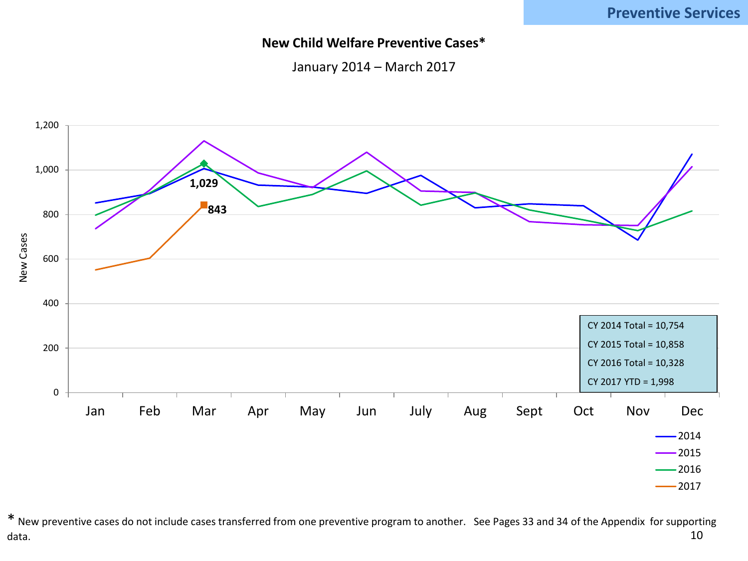# Preventive Services

**New Child Welfare Preventive Cases***

January 2014 – March 2017

New Cases

1,029

843

| |
|---|
| CY 2014 Total = 10,754 |
| CY 2015 Total = 10,858 |
| CY 2016 Total = 10,328 |
| CY 2017 YTD = 1,998 |

Jan Feb Mar Apr May Jun July Aug Sept Oct Nov Dec

2014
2015
2016
2017

* New preventive cases do not include cases transferred from one preventive program to another. See Pages 33 and 34 of the Appendix for supporting data.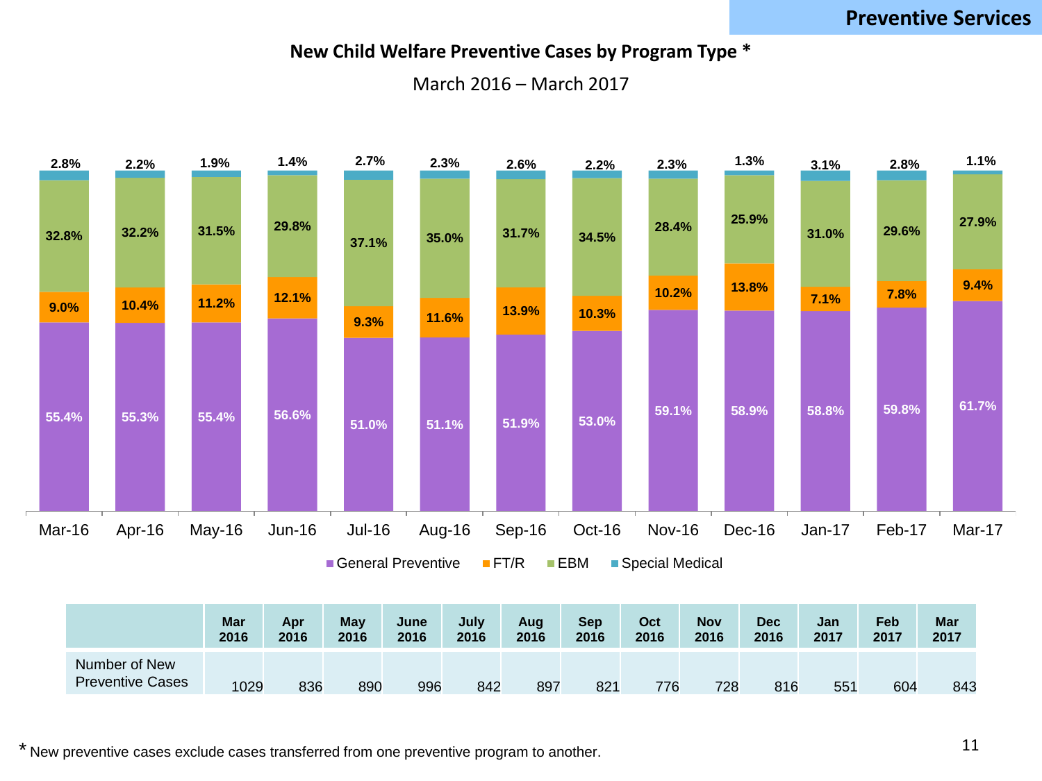## Preventive Services

### New Child Welfare Preventive Cases by Program Type *

March 2016 – March 2017

| Month | General Preventive | FT/R | EBM | Special Medical |
|---|---|---|---|---|
| Mar-16 | 55.4% | 9.0% | 32.8% | 2.8% |
| Apr-16 | 55.3% | 10.4% | 32.2% | 2.2% |
| May-16 | 55.4% | 11.2% | 31.5% | 1.9% |
| Jun-16 | 56.6% | 12.1% | 29.8% | 1.4% |
| Jul-16 | 51.0% | 9.3% | 37.1% | 2.7% |
| Aug-16 | 51.1% | 11.6% | 35.0% | 2.3% |
| Sep-16 | 51.9% | 13.9% | 31.7% | 2.6% |
| Oct-16 | 53.0% | 10.3% | 34.5% | 2.2% |
| Nov-16 | 59.1% | 10.2% | 28.4% | 2.3% |
| Dec-16 | 58.9% | 13.8% | 25.9% | 1.3% |
| Jan-17 | 58.8% | 7.1% | 31.0% | 3.1% |
| Feb-17 | 59.8% | 7.8% | 29.6% | 2.8% |
| Mar-17 | 61.7% | 9.4% | 27.9% | 1.1% |

| | Mar 2016 | Apr 2016 | May 2016 | June 2016 | July 2016 | Aug 2016 | Sep 2016 | Oct 2016 | Nov 2016 | Dec 2016 | Jan 2017 | Feb 2017 | Mar 2017 |
|---|---|---|---|---|---|---|---|---|---|---|---|---|---|
| Number of New Preventive Cases | 1029 | 836 | 890 | 996 | 842 | 897 | 821 | 776 | 728 | 816 | 551 | 604 | 843 |

* New preventive cases exclude cases transferred from one preventive program to another.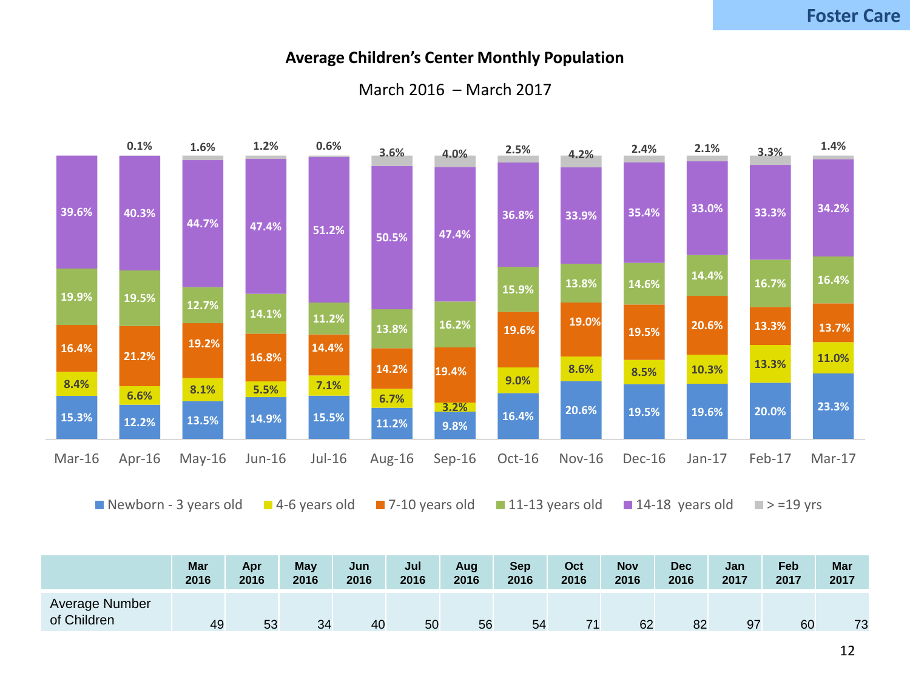Foster Care

## Average Children's Center Monthly Population

March 2016 – March 2017

| | Mar-16 | Apr-16 | May-16 | Jun-16 | Jul-16 | Aug-16 | Sep-16 | Oct-16 | Nov-16 | Dec-16 | Jan-17 | Feb-17 | Mar-17 |
|---|---|---|---|---|---|---|---|---|---|---|---|---|---|
| Newborn - 3 years old | 15.3% | 12.2% | 13.5% | 14.9% | 15.5% | 11.2% | 9.8% | 16.4% | 20.6% | 19.5% | 19.6% | 20.0% | 23.3% |
| 4-6 years old | 8.4% | 6.6% | 8.1% | 5.5% | 7.1% | 6.7% | 3.2% | 9.0% | 8.6% | 8.5% | 10.3% | 13.3% | 11.0% |
| 7-10 years old | 16.4% | 21.2% | 19.2% | 16.8% | 14.4% | 14.2% | 19.4% | 19.6% | 19.0% | 19.5% | 20.6% | 13.3% | 13.7% |
| 11-13 years old | 19.9% | 19.5% | 12.7% | 14.1% | 11.2% | 13.8% | 16.2% | 15.9% | 13.8% | 14.6% | 14.4% | 16.7% | 16.4% |
| 14-18 years old | 39.6% | 40.3% | 44.7% | 47.4% | 51.2% | 50.5% | 47.4% | 36.8% | 33.9% | 35.4% | 33.0% | 33.3% | 34.2% |
| > =19 yrs | | 0.1% | 1.6% | 1.2% | 0.6% | 3.6% | 4.0% | 2.5% | 4.2% | 2.4% | 2.1% | 3.3% | 1.4% |

| | Mar 2016 | Apr 2016 | May 2016 | Jun 2016 | Jul 2016 | Aug 2016 | Sep 2016 | Oct 2016 | Nov 2016 | Dec 2016 | Jan 2017 | Feb 2017 | Mar 2017 |
|---|---|---|---|---|---|---|---|---|---|---|---|---|---|
| Average Number of Children | 49 | 53 | 34 | 40 | 50 | 56 | 54 | 71 | 62 | 82 | 97 | 60 | 73 |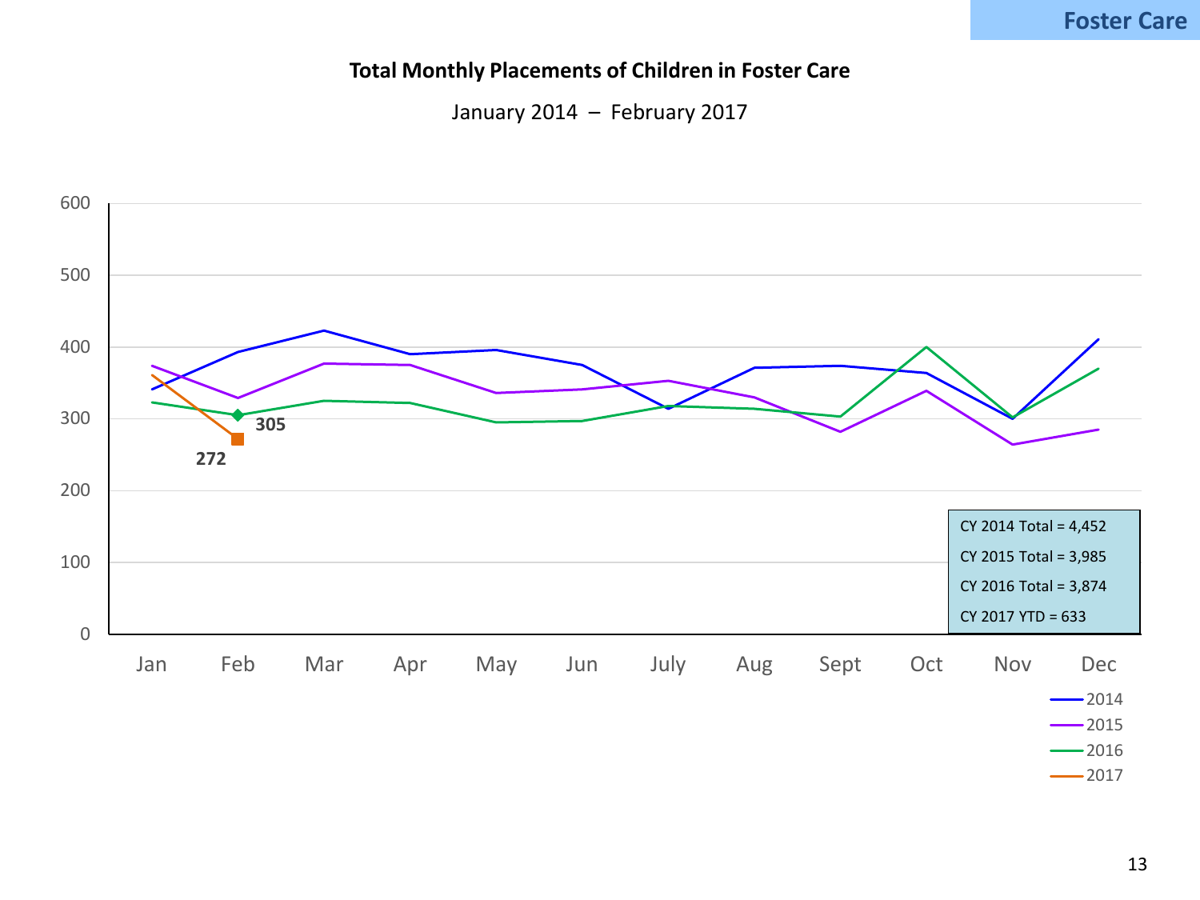Foster Care

## Total Monthly Placements of Children in Foster Care

January 2014 – February 2017

CY 2014 Total = 4,452

CY 2015 Total = 3,985

CY 2016 Total = 3,874

CY 2017 YTD = 633

Legend: 2014, 2015, 2016, 2017

Labeled values: Feb 2016 = 305; Feb 2017 = 272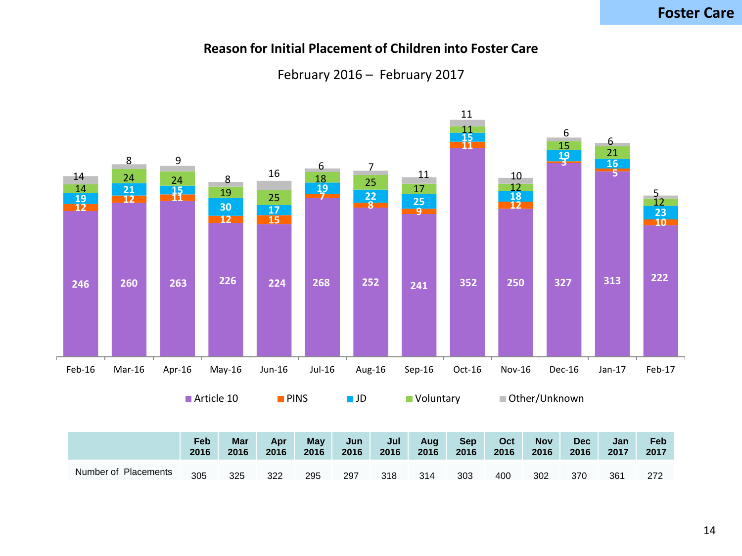# Foster Care

## Reason for Initial Placement of Children into Foster Care

February 2016 – February 2017

| Month | Article 10 | PINS | JD | Voluntary | Other/Unknown |
|---|---|---|---|---|---|
| Feb-16 | 246 | 12 | 19 | 14 | 14 |
| Mar-16 | 260 | 12 | 21 | 24 | 8 |
| Apr-16 | 263 | 11 | 15 | 24 | 9 |
| May-16 | 226 | 12 | 30 | 19 | 8 |
| Jun-16 | 224 | 15 | 17 | 25 | 16 |
| Jul-16 | 268 | 7 | 19 | 18 | 6 |
| Aug-16 | 252 | 8 | 22 | 25 | 7 |
| Sep-16 | 241 | 9 | 25 | 17 | 11 |
| Oct-16 | 352 | 11 | 15 | 11 | 11 |
| Nov-16 | 250 | 12 | 18 | 12 | 10 |
| Dec-16 | 327 | 3 | 19 | 15 | 6 |
| Jan-17 | 313 | 5 | 16 | 21 | 6 |
| Feb-17 | 222 | 10 | 23 | 12 | 5 |

| | Feb 2016 | Mar 2016 | Apr 2016 | May 2016 | Jun 2016 | Jul 2016 | Aug 2016 | Sep 2016 | Oct 2016 | Nov 2016 | Dec 2016 | Jan 2017 | Feb 2017 |
|---|---|---|---|---|---|---|---|---|---|---|---|---|---|
| Number of Placements | 305 | 325 | 322 | 295 | 297 | 318 | 314 | 303 | 400 | 302 | 370 | 361 | 272 |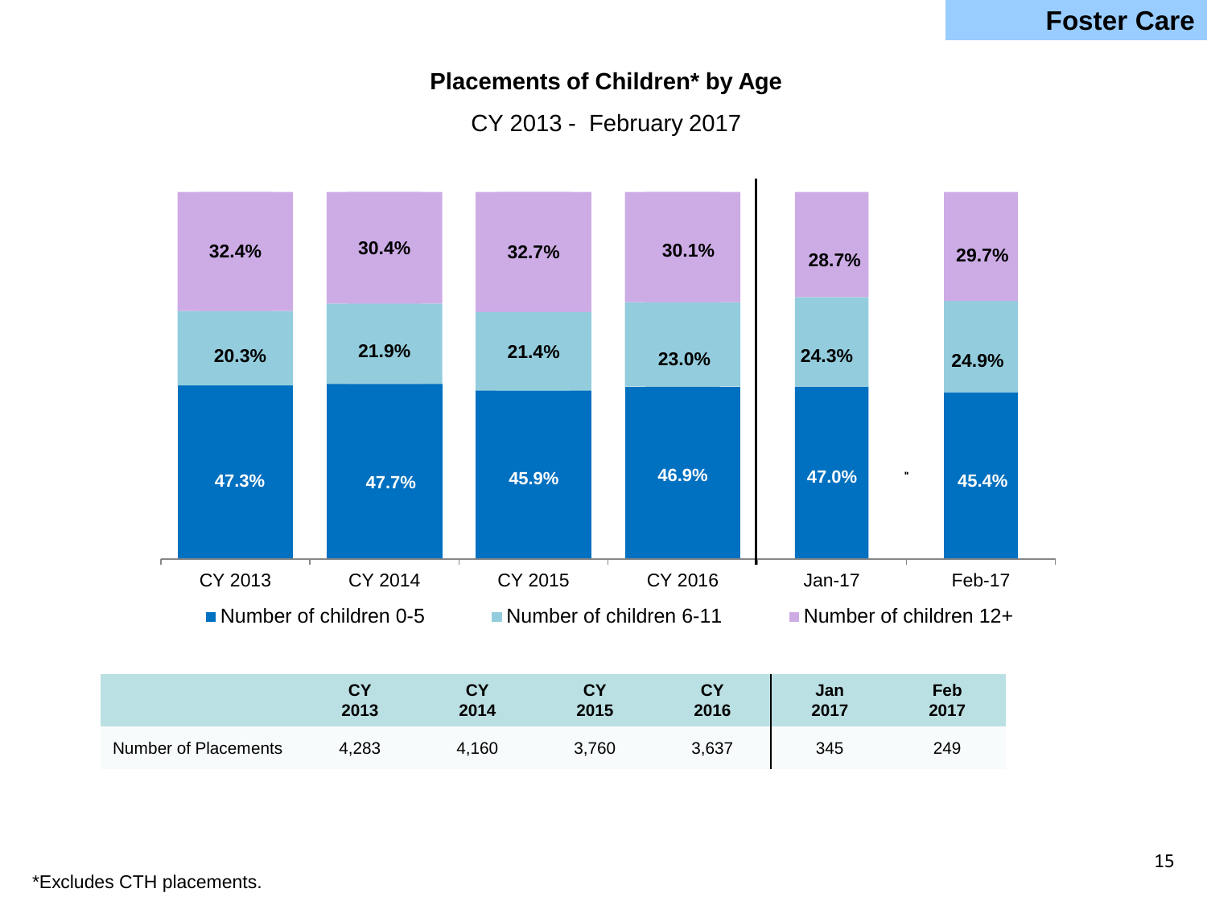Foster Care

## Placements of Children* by Age

CY 2013 - February 2017

| | CY 2013 | CY 2014 | CY 2015 | CY 2016 | Jan-17 | Feb-17 |
|---|---|---|---|---|---|---|
| Number of children 12+ | 32.4% | 30.4% | 32.7% | 30.1% | 28.7% | 29.7% |
| Number of children 6-11 | 20.3% | 21.9% | 21.4% | 23.0% | 24.3% | 24.9% |
| Number of children 0-5 | 47.3% | 47.7% | 45.9% | 46.9% | 47.0% | 45.4% |

| | CY 2013 | CY 2014 | CY 2015 | CY 2016 | Jan 2017 | Feb 2017 |
|---|---|---|---|---|---|---|
| Number of Placements | 4,283 | 4,160 | 3,760 | 3,637 | 345 | 249 |

*Excludes CTH placements.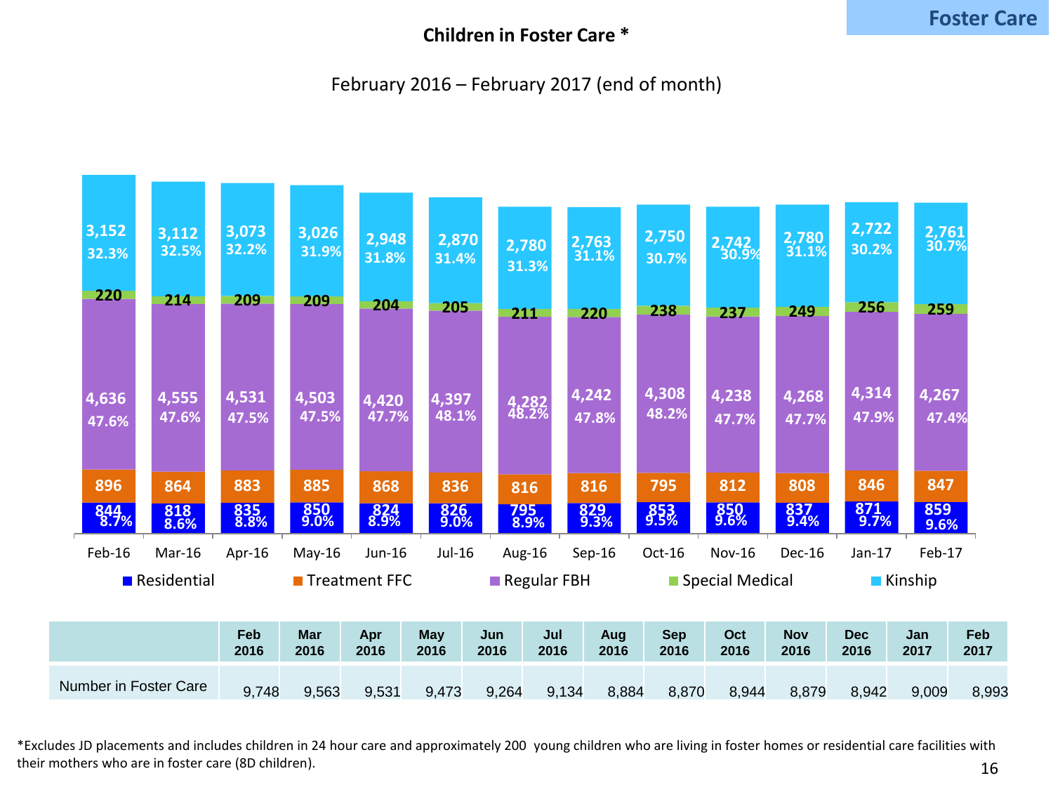Foster Care

# Children in Foster Care *

February 2016 – February 2017 (end of month)

| | Feb-16 | Mar-16 | Apr-16 | May-16 | Jun-16 | Jul-16 | Aug-16 | Sep-16 | Oct-16 | Nov-16 | Dec-16 | Jan-17 | Feb-17 |
|---|---|---|---|---|---|---|---|---|---|---|---|---|---|
| Kinship | 3,152 (32.3%) | 3,112 (32.5%) | 3,073 (32.2%) | 3,026 (31.9%) | 2,948 (31.8%) | 2,870 (31.4%) | 2,780 (31.3%) | 2,763 (31.1%) | 2,750 (30.7%) | 2,742 (30.9%) | 2,780 (31.1%) | 2,722 (30.2%) | 2,761 (30.7%) |
| Special Medical | 220 | 214 | 209 | 209 | 204 | 205 | 211 | 220 | 238 | 237 | 249 | 256 | 259 |
| Regular FBH | 4,636 (47.6%) | 4,555 (47.6%) | 4,531 (47.5%) | 4,503 (47.5%) | 4,420 (47.7%) | 4,397 (48.1%) | 4,282 (48.2%) | 4,242 (47.8%) | 4,308 (48.2%) | 4,238 (47.7%) | 4,268 (47.7%) | 4,314 (47.9%) | 4,267 (47.4%) |
| Treatment FFC | 896 | 864 | 883 | 885 | 868 | 836 | 816 | 816 | 795 | 812 | 808 | 846 | 847 |
| Residential | 844 (8.7%) | 818 (8.6%) | 835 (8.8%) | 850 (9.0%) | 824 (8.9%) | 826 (9.0%) | 795 (8.9%) | 829 (9.3%) | 853 (9.5%) | 850 (9.6%) | 837 (9.4%) | 871 (9.7%) | 859 (9.6%) |

| | Feb 2016 | Mar 2016 | Apr 2016 | May 2016 | Jun 2016 | Jul 2016 | Aug 2016 | Sep 2016 | Oct 2016 | Nov 2016 | Dec 2016 | Jan 2017 | Feb 2017 |
|---|---|---|---|---|---|---|---|---|---|---|---|---|---|
| Number in Foster Care | 9,748 | 9,563 | 9,531 | 9,473 | 9,264 | 9,134 | 8,884 | 8,870 | 8,944 | 8,879 | 8,942 | 9,009 | 8,993 |

*Excludes JD placements and includes children in 24 hour care and approximately 200 young children who are living in foster homes or residential care facilities with their mothers who are in foster care (8D children).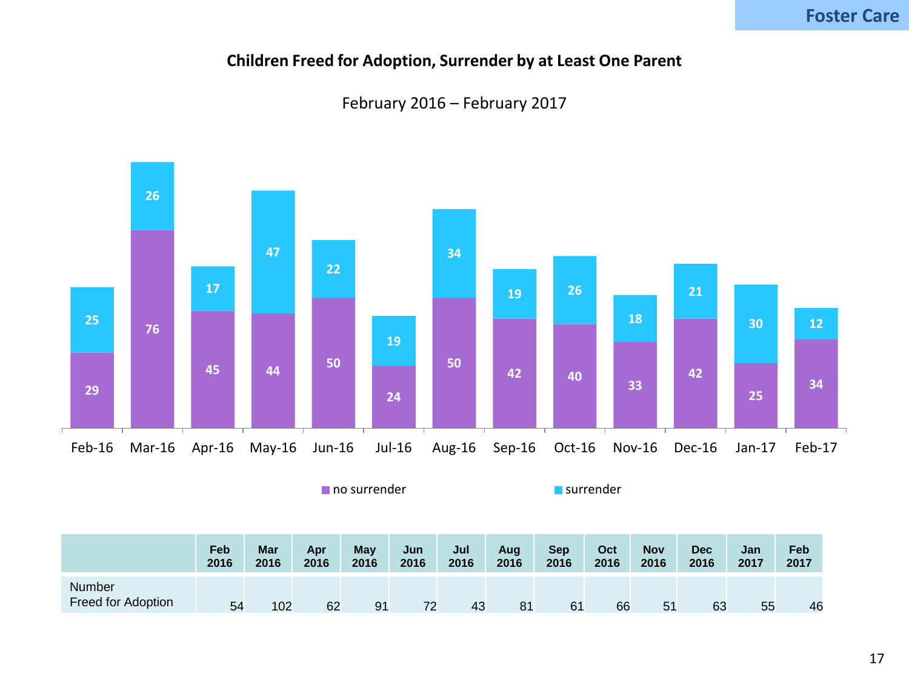Foster Care

## Children Freed for Adoption, Surrender by at Least One Parent

February 2016 – February 2017

| | Feb-16 | Mar-16 | Apr-16 | May-16 | Jun-16 | Jul-16 | Aug-16 | Sep-16 | Oct-16 | Nov-16 | Dec-16 | Jan-17 | Feb-17 |
|---|---|---|---|---|---|---|---|---|---|---|---|---|---|
| no surrender | 29 | 76 | 45 | 44 | 50 | 24 | 50 | 42 | 40 | 33 | 42 | 25 | 34 |
| surrender | 25 | 26 | 17 | 47 | 22 | 19 | 34 | 19 | 26 | 18 | 21 | 30 | 12 |

| | Feb 2016 | Mar 2016 | Apr 2016 | May 2016 | Jun 2016 | Jul 2016 | Aug 2016 | Sep 2016 | Oct 2016 | Nov 2016 | Dec 2016 | Jan 2017 | Feb 2017 |
|---|---|---|---|---|---|---|---|---|---|---|---|---|---|
| Number Freed for Adoption | 54 | 102 | 62 | 91 | 72 | 43 | 81 | 61 | 66 | 51 | 63 | 55 | 46 |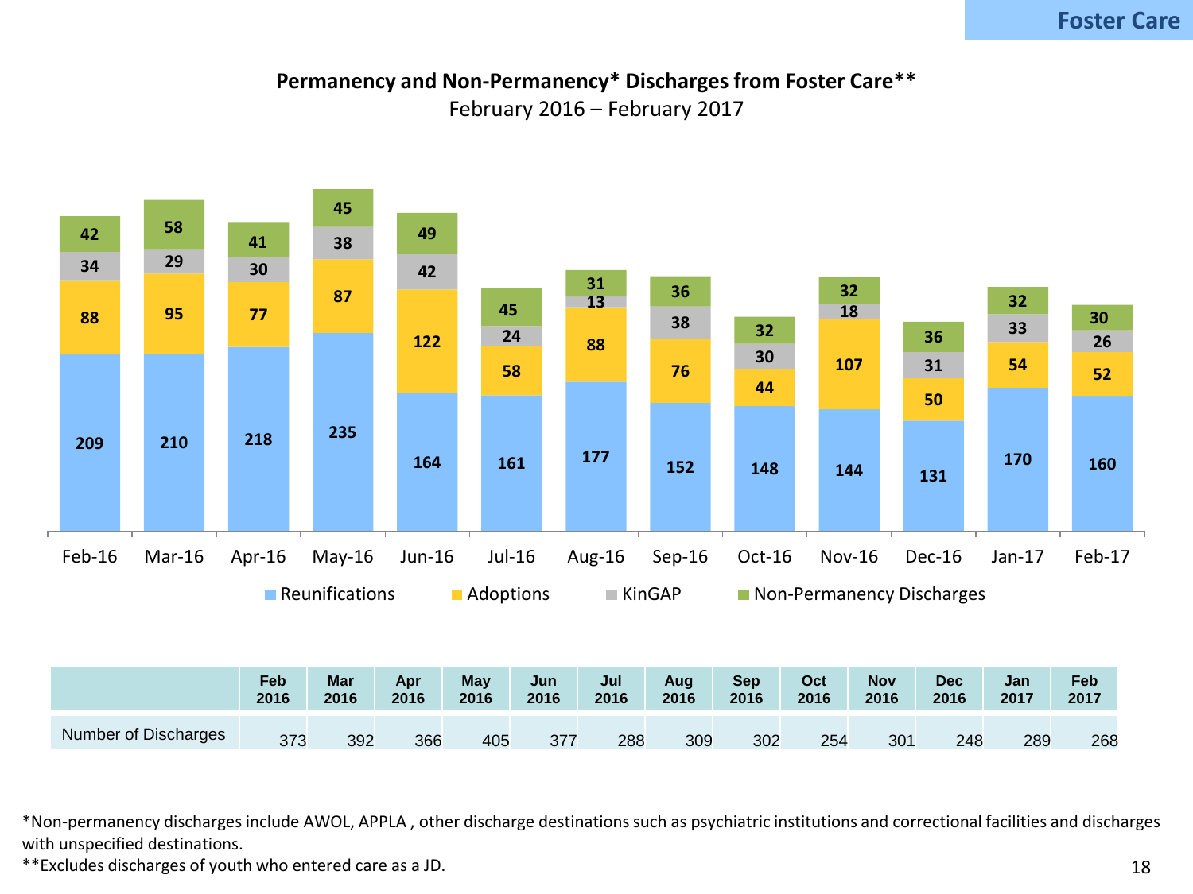Foster Care

## Permanency and Non-Permanency* Discharges from Foster Care**

February 2016 – February 2017

| | Feb-16 | Mar-16 | Apr-16 | May-16 | Jun-16 | Jul-16 | Aug-16 | Sep-16 | Oct-16 | Nov-16 | Dec-16 | Jan-17 | Feb-17 |
|---|---|---|---|---|---|---|---|---|---|---|---|---|---|
| Reunifications | 209 | 210 | 218 | 235 | 164 | 161 | 177 | 152 | 148 | 144 | 131 | 170 | 160 |
| Adoptions | 88 | 95 | 77 | 87 | 122 | 58 | 88 | 76 | 44 | 107 | 50 | 54 | 52 |
| KinGAP | 34 | 29 | 30 | 38 | 42 | 24 | 13 | 38 | 30 | 18 | 31 | 33 | 26 |
| Non-Permanency Discharges | 42 | 58 | 41 | 45 | 49 | 45 | 31 | 36 | 32 | 32 | 36 | 32 | 30 |

| | Feb 2016 | Mar 2016 | Apr 2016 | May 2016 | Jun 2016 | Jul 2016 | Aug 2016 | Sep 2016 | Oct 2016 | Nov 2016 | Dec 2016 | Jan 2017 | Feb 2017 |
|---|---|---|---|---|---|---|---|---|---|---|---|---|---|
| Number of Discharges | 373 | 392 | 366 | 405 | 377 | 288 | 309 | 302 | 254 | 301 | 248 | 289 | 268 |

*Non-permanency discharges include AWOL, APPLA , other discharge destinations such as psychiatric institutions and correctional facilities and discharges with unspecified destinations.

**Excludes discharges of youth who entered care as a JD.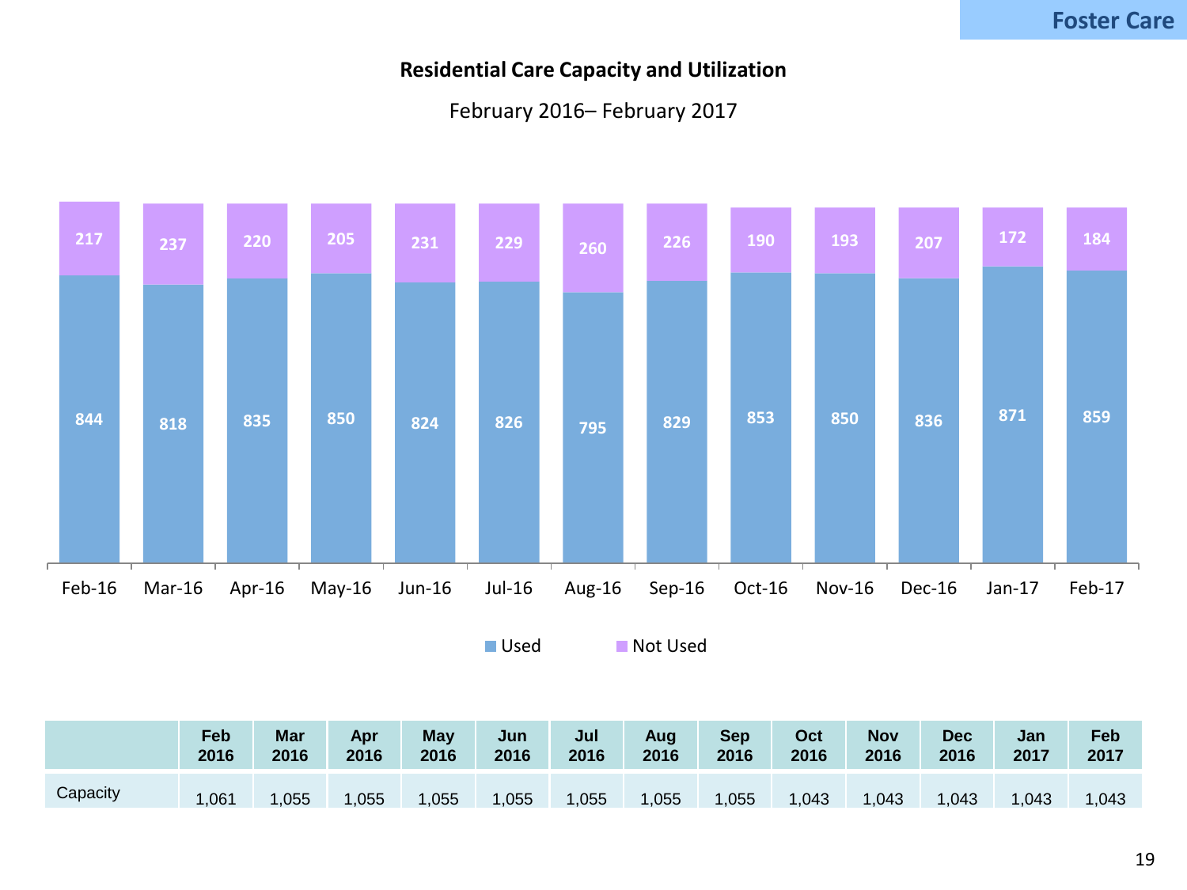Foster Care

## Residential Care Capacity and Utilization

February 2016– February 2017

| Month | Used | Not Used |
|---|---|---|
| Feb-16 | 844 | 217 |
| Mar-16 | 818 | 237 |
| Apr-16 | 835 | 220 |
| May-16 | 850 | 205 |
| Jun-16 | 824 | 231 |
| Jul-16 | 826 | 229 |
| Aug-16 | 795 | 260 |
| Sep-16 | 829 | 226 |
| Oct-16 | 853 | 190 |
| Nov-16 | 850 | 193 |
| Dec-16 | 836 | 207 |
| Jan-17 | 871 | 172 |
| Feb-17 | 859 | 184 |

| | Feb 2016 | Mar 2016 | Apr 2016 | May 2016 | Jun 2016 | Jul 2016 | Aug 2016 | Sep 2016 | Oct 2016 | Nov 2016 | Dec 2016 | Jan 2017 | Feb 2017 |
|---|---|---|---|---|---|---|---|---|---|---|---|---|---|
| Capacity | 1,061 | 1,055 | 1,055 | 1,055 | 1,055 | 1,055 | 1,055 | 1,055 | 1,043 | 1,043 | 1,043 | 1,043 | 1,043 |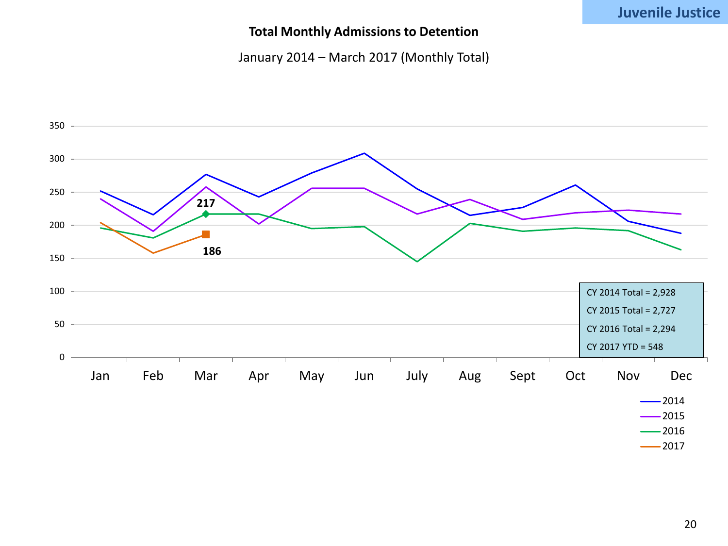Juvenile Justice

**Total Monthly Admissions to Detention**

January 2014 – March 2017 (Monthly Total)

217

186

CY 2014 Total = 2,928

CY 2015 Total = 2,727

CY 2016 Total = 2,294

CY 2017 YTD = 548

Legend: 2014, 2015, 2016, 2017

Months: Jan, Feb, Mar, Apr, May, Jun, July, Aug, Sept, Oct, Nov, Dec

Y-axis: 0, 50, 100, 150, 200, 250, 300, 350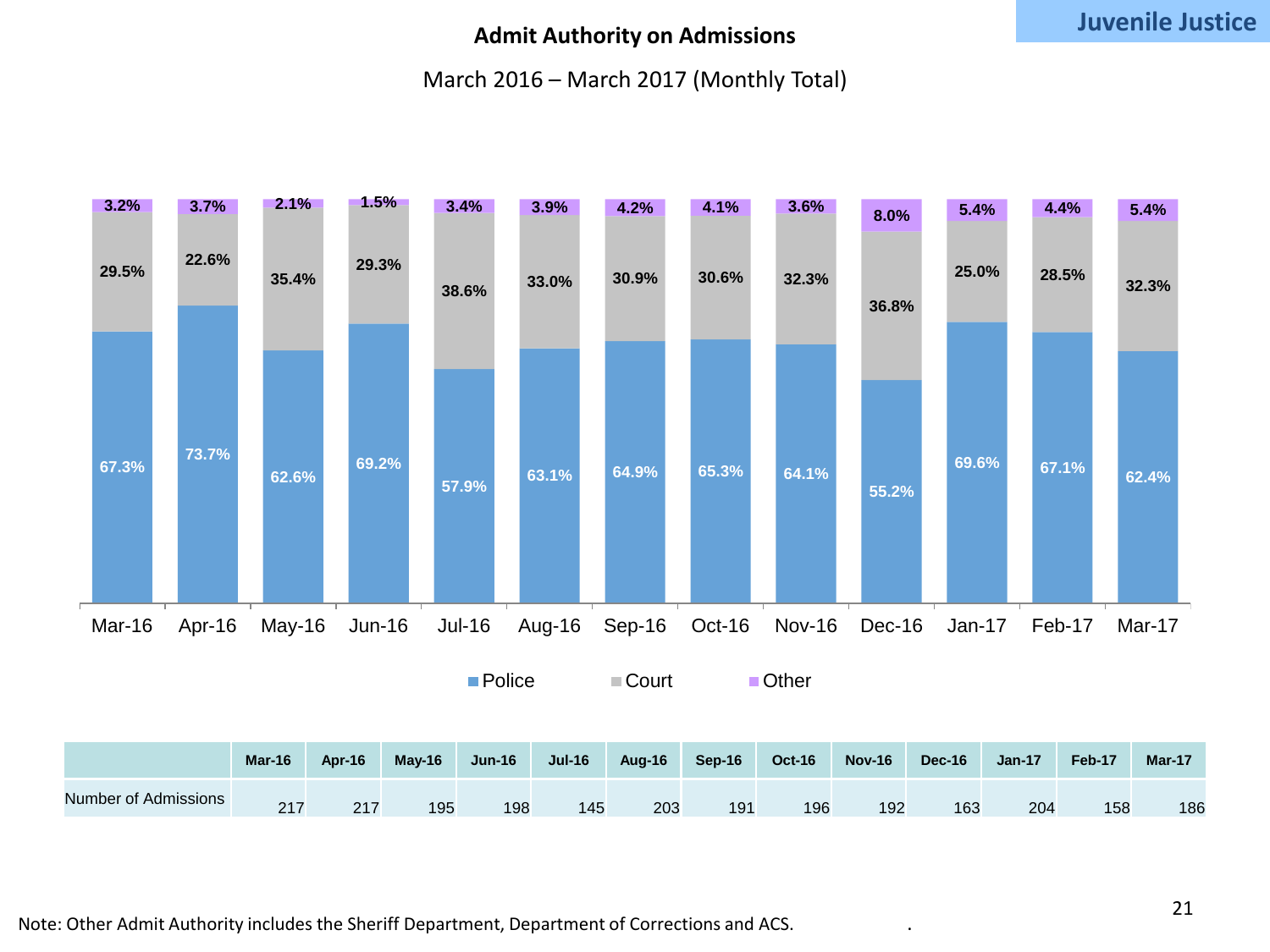Juvenile Justice

## Admit Authority on Admissions

March 2016 – March 2017 (Monthly Total)

| | Mar-16 | Apr-16 | May-16 | Jun-16 | Jul-16 | Aug-16 | Sep-16 | Oct-16 | Nov-16 | Dec-16 | Jan-17 | Feb-17 | Mar-17 |
|---|---|---|---|---|---|---|---|---|---|---|---|---|---|
| Police | 67.3% | 73.7% | 62.6% | 69.2% | 57.9% | 63.1% | 64.9% | 65.3% | 64.1% | 55.2% | 69.6% | 67.1% | 62.4% |
| Court | 29.5% | 22.6% | 35.4% | 29.3% | 38.6% | 33.0% | 30.9% | 30.6% | 32.3% | 36.8% | 25.0% | 28.5% | 32.3% |
| Other | 3.2% | 3.7% | 2.1% | 1.5% | 3.4% | 3.9% | 4.2% | 4.1% | 3.6% | 8.0% | 5.4% | 4.4% | 5.4% |

| | Mar-16 | Apr-16 | May-16 | Jun-16 | Jul-16 | Aug-16 | Sep-16 | Oct-16 | Nov-16 | Dec-16 | Jan-17 | Feb-17 | Mar-17 |
|---|---|---|---|---|---|---|---|---|---|---|---|---|---|
| Number of Admissions | 217 | 217 | 195 | 198 | 145 | 203 | 191 | 196 | 192 | 163 | 204 | 158 | 186 |

Note: Other Admit Authority includes the Sheriff Department, Department of Corrections and ACS.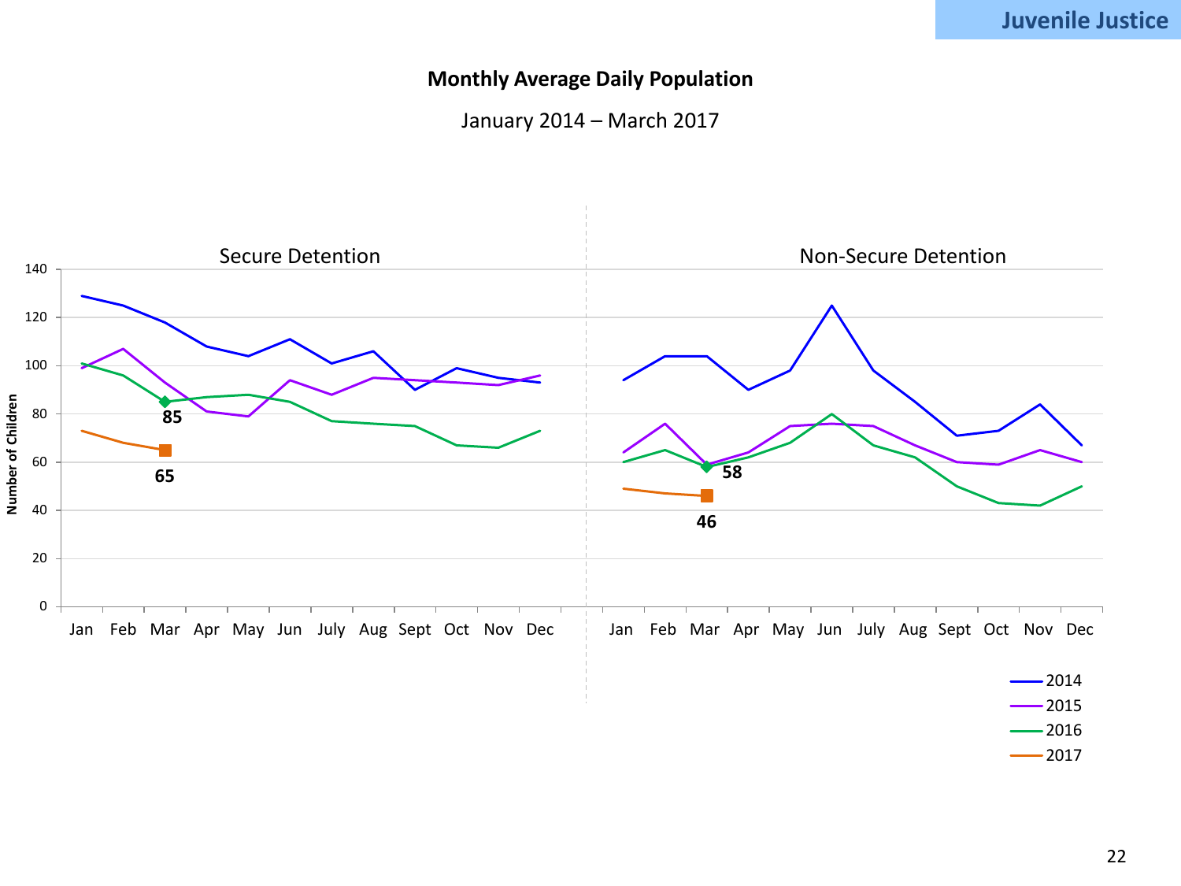Juvenile Justice

## Monthly Average Daily Population

January 2014 – March 2017

Secure Detention

Non-Secure Detention

Number of Children

0
20
40
60
80
100
120
140

Jan Feb Mar Apr May Jun July Aug Sept Oct Nov Dec

85

65

58

46

2014
2015
2016
2017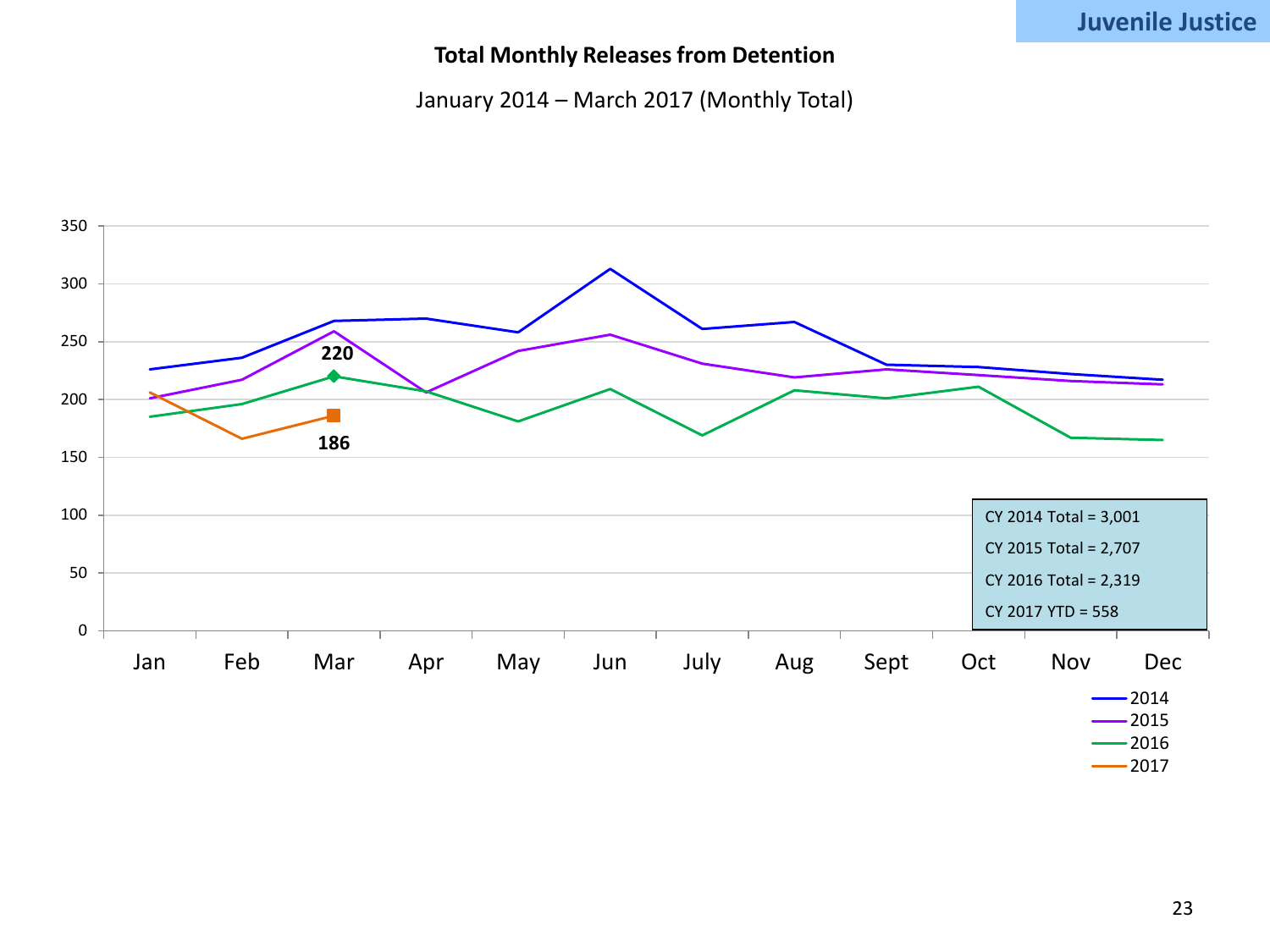Juvenile Justice

## Total Monthly Releases from Detention

January 2014 – March 2017 (Monthly Total)

CY 2014 Total = 3,001

CY 2015 Total = 2,707

CY 2016 Total = 2,319

CY 2017 YTD = 558

220

186

Legend: 2014, 2015, 2016, 2017

Jan | Feb | Mar | Apr | May | Jun | July | Aug | Sept | Oct | Nov | Dec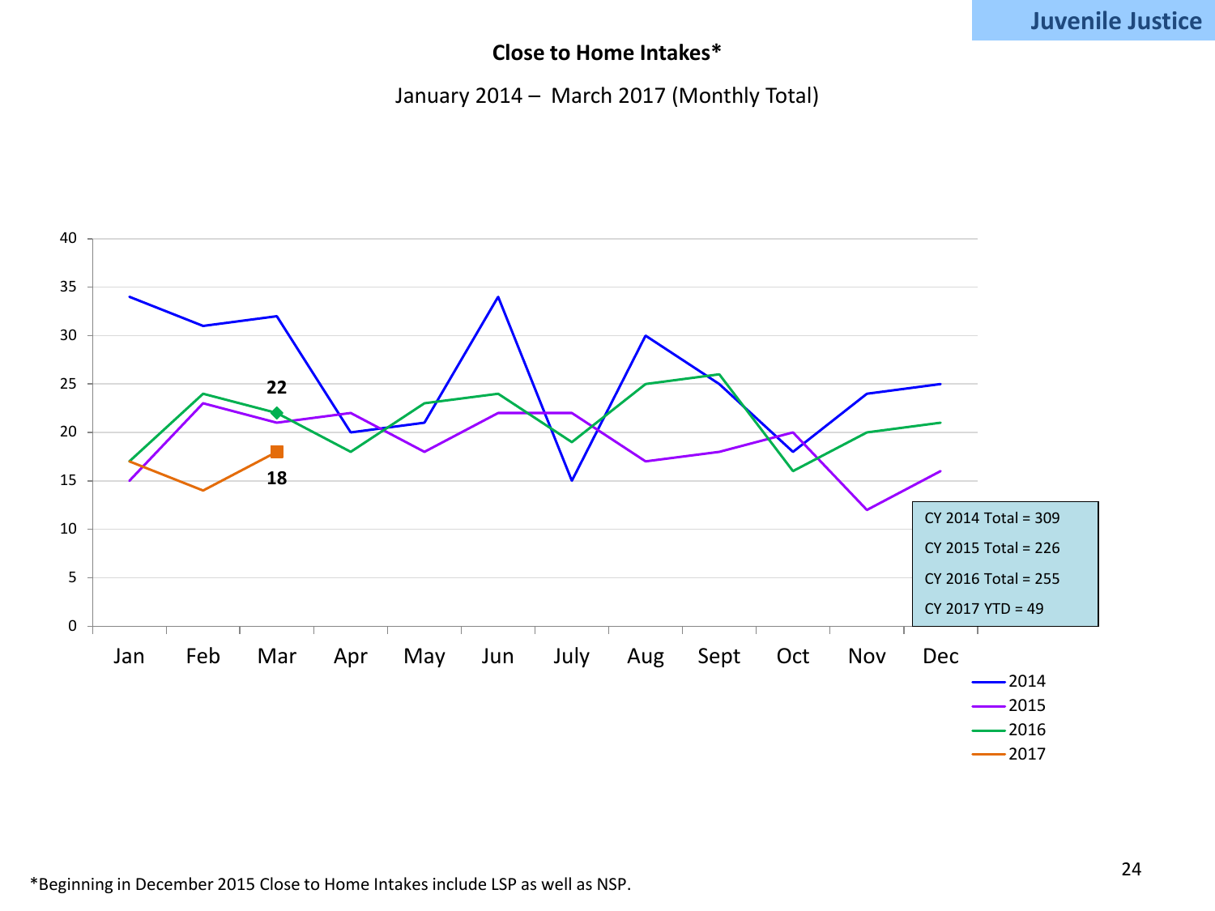Juvenile Justice

## Close to Home Intakes*

January 2014 – March 2017 (Monthly Total)

| Month | 2014 | 2015 | 2016 | 2017 |
|---|---|---|---|---|
| Jan | 34 | 15 | 17 | 17 |
| Feb | 31 | 23 | 24 | 14 |
| Mar | 32 | 21 | 22 | 18 |
| Apr | 20 | 22 | 18 | |
| May | 21 | 18 | 23 | |
| Jun | 34 | 22 | 24 | |
| July | 15 | 22 | 19 | |
| Aug | 30 | 17 | 25 | |
| Sept | 25 | 18 | 26 | |
| Oct | 18 | 20 | 16 | |
| Nov | 24 | 12 | 20 | |
| Dec | 25 | 16 | 21 | |

CY 2014 Total = 309

CY 2015 Total = 226

CY 2016 Total = 255

CY 2017 YTD = 49

*Beginning in December 2015 Close to Home Intakes include LSP as well as NSP.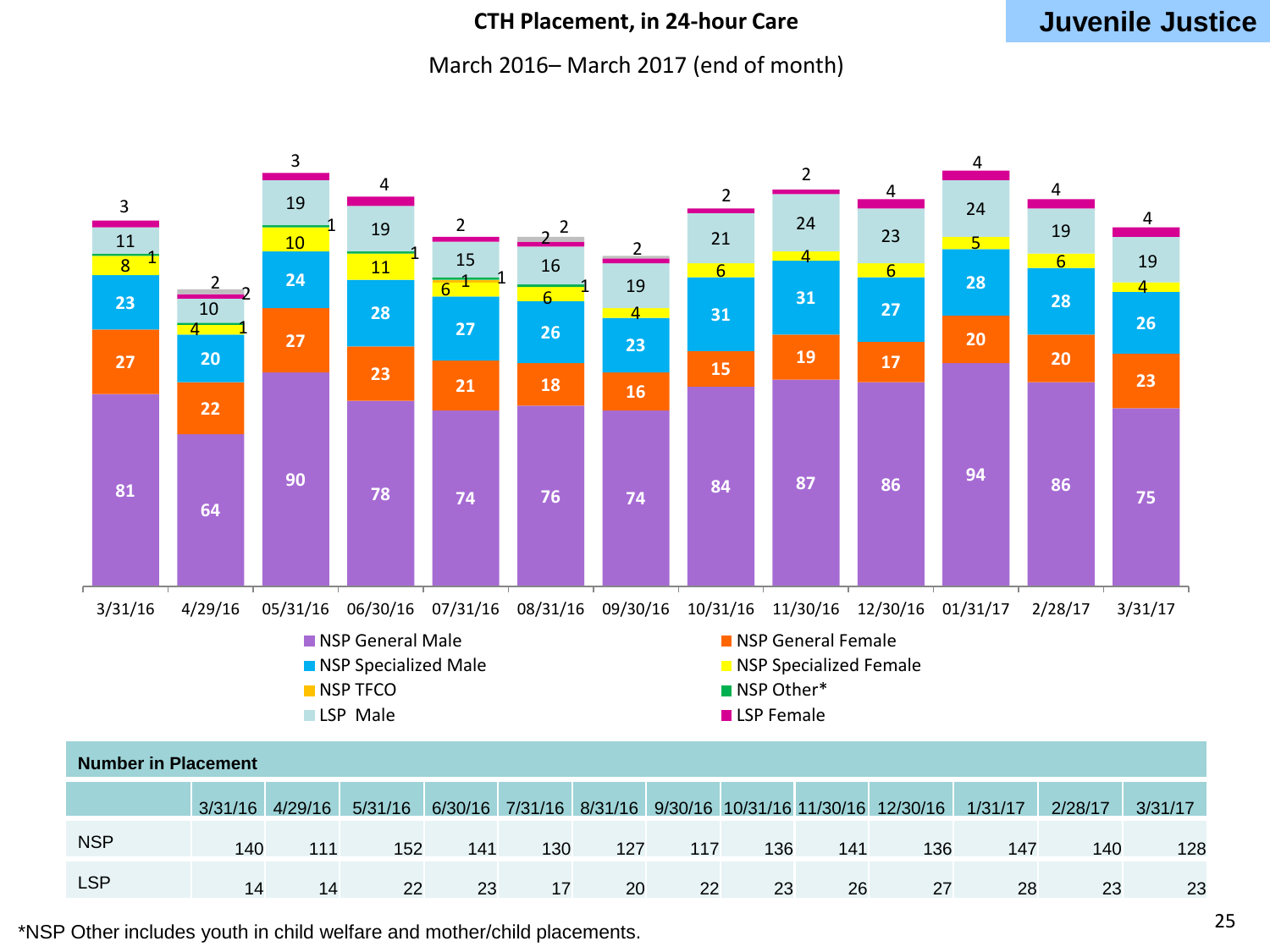**Juvenile Justice**

## CTH Placement, in 24-hour Care

March 2016– March 2017 (end of month)

| | 3/31/16 | 4/29/16 | 05/31/16 | 06/30/16 | 07/31/16 | 08/31/16 | 09/30/16 | 10/31/16 | 11/30/16 | 12/30/16 | 01/31/17 | 2/28/17 | 3/31/17 |
|---|---|---|---|---|---|---|---|---|---|---|---|---|---|
| NSP General Male | 81 | 64 | 90 | 78 | 74 | 76 | 74 | 84 | 87 | 86 | 94 | 86 | 75 |
| NSP General Female | 27 | 22 | 27 | 23 | 21 | 18 | 16 | 15 | 19 | 17 | 20 | 20 | 23 |
| NSP Specialized Male | 23 | 20 | 24 | 28 | 27 | 26 | 23 | 31 | 31 | 27 | 28 | 28 | 26 |
| NSP Specialized Female | 8 | 4 | 10 | 11 | 6 | 6 | 4 | 6 | 4 | 6 | 5 | 6 | 4 |
| NSP TFCO | | | | | 1 | | | | | | | | |
| NSP Other* | 1 | 1 | 1 | 1 | 1 | 1 | | | | | | | |
| LSP Male | 11 | 10 | 19 | 19 | 15 | 16 | 19 | 21 | 24 | 23 | 24 | 19 | 19 |
| LSP Female | 3 | 2 | 3 | 4 | 2 | 2 | 2 | 2 | 2 | 4 | 4 | 4 | 4 |

Legend: NSP General Male, NSP General Female, NSP Specialized Male, NSP Specialized Female, NSP TFCO, NSP Other*, LSP Male, LSP Female

**Number in Placement**

| | 3/31/16 | 4/29/16 | 5/31/16 | 6/30/16 | 7/31/16 | 8/31/16 | 9/30/16 | 10/31/16 | 11/30/16 | 12/30/16 | 1/31/17 | 2/28/17 | 3/31/17 |
|---|---|---|---|---|---|---|---|---|---|---|---|---|---|
| NSP | 140 | 111 | 152 | 141 | 130 | 127 | 117 | 136 | 141 | 136 | 147 | 140 | 128 |
| LSP | 14 | 14 | 22 | 23 | 17 | 20 | 22 | 23 | 26 | 27 | 28 | 23 | 23 |

*NSP Other includes youth in child welfare and mother/child placements.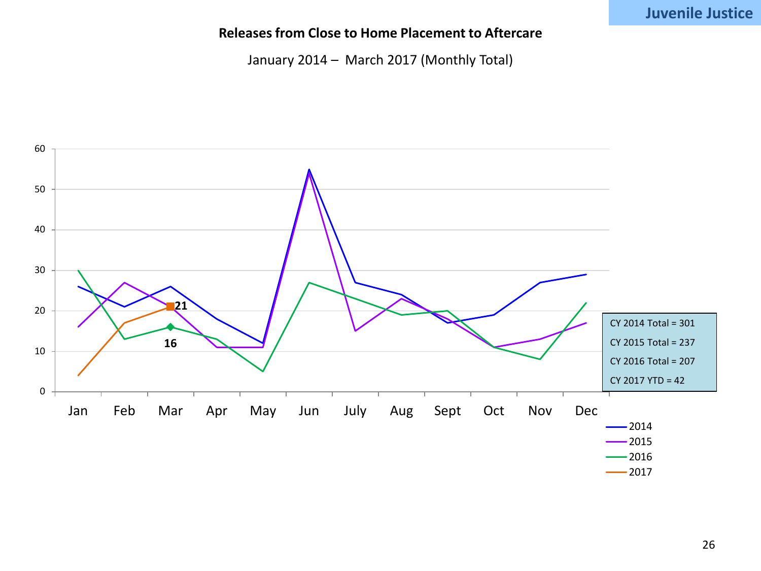# Juvenile Justice

**Releases from Close to Home Placement to Aftercare**

January 2014 – March 2017 (Monthly Total)

| | Jan | Feb | Mar | Apr | May | Jun | July | Aug | Sept | Oct | Nov | Dec |
|---|---|---|---|---|---|---|---|---|---|---|---|---|
| 2014 | 26 | 21 | 26 | 18 | 12 | 55 | 27 | 24 | 17 | 19 | 27 | 29 |
| 2015 | 16 | 27 | 21 | 11 | 11 | 54 | 15 | 23 | 18 | 11 | 13 | 17 |
| 2016 | 30 | 13 | 16 | 13 | 5 | 27 | 23 | 19 | 20 | 11 | 8 | 22 |
| 2017 | 4 | 17 | 21 | | | | | | | | | |

CY 2014 Total = 301

CY 2015 Total = 237

CY 2016 Total = 207

CY 2017 YTD = 42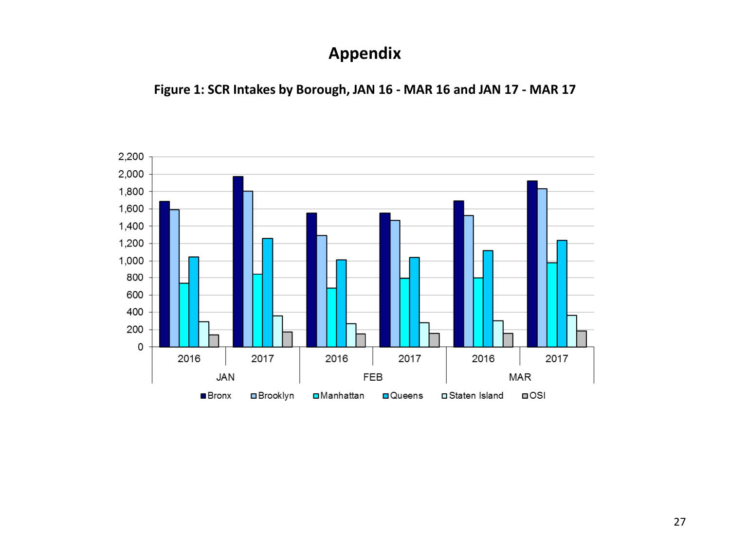# Appendix

**Figure 1: SCR Intakes by Borough, JAN 16 - MAR 16 and JAN 17 - MAR 17**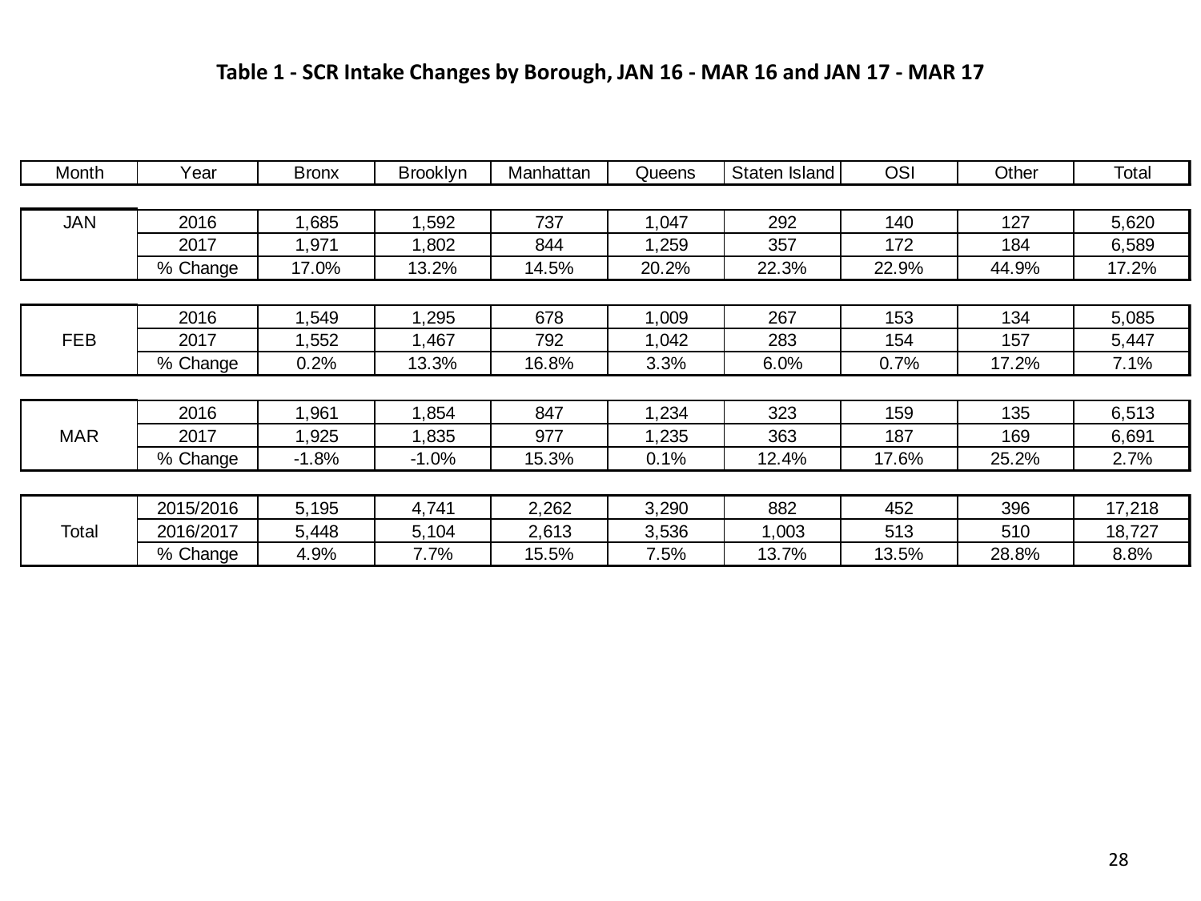# Table 1 - SCR Intake Changes by Borough, JAN 16 - MAR 16 and JAN 17 - MAR 17

| Month | Year | Bronx | Brooklyn | Manhattan | Queens | Staten Island | OSI | Other | Total |
|---|---|---|---|---|---|---|---|---|---|
| JAN | 2016 | 1,685 | 1,592 | 737 | 1,047 | 292 | 140 | 127 | 5,620 |
| | 2017 | 1,971 | 1,802 | 844 | 1,259 | 357 | 172 | 184 | 6,589 |
| | % Change | 17.0% | 13.2% | 14.5% | 20.2% | 22.3% | 22.9% | 44.9% | 17.2% |
| FEB | 2016 | 1,549 | 1,295 | 678 | 1,009 | 267 | 153 | 134 | 5,085 |
| | 2017 | 1,552 | 1,467 | 792 | 1,042 | 283 | 154 | 157 | 5,447 |
| | % Change | 0.2% | 13.3% | 16.8% | 3.3% | 6.0% | 0.7% | 17.2% | 7.1% |
| MAR | 2016 | 1,961 | 1,854 | 847 | 1,234 | 323 | 159 | 135 | 6,513 |
| | 2017 | 1,925 | 1,835 | 977 | 1,235 | 363 | 187 | 169 | 6,691 |
| | % Change | -1.8% | -1.0% | 15.3% | 0.1% | 12.4% | 17.6% | 25.2% | 2.7% |
| Total | 2015/2016 | 5,195 | 4,741 | 2,262 | 3,290 | 882 | 452 | 396 | 17,218 |
| | 2016/2017 | 5,448 | 5,104 | 2,613 | 3,536 | 1,003 | 513 | 510 | 18,727 |
| | % Change | 4.9% | 7.7% | 15.5% | 7.5% | 13.7% | 13.5% | 28.8% | 8.8% |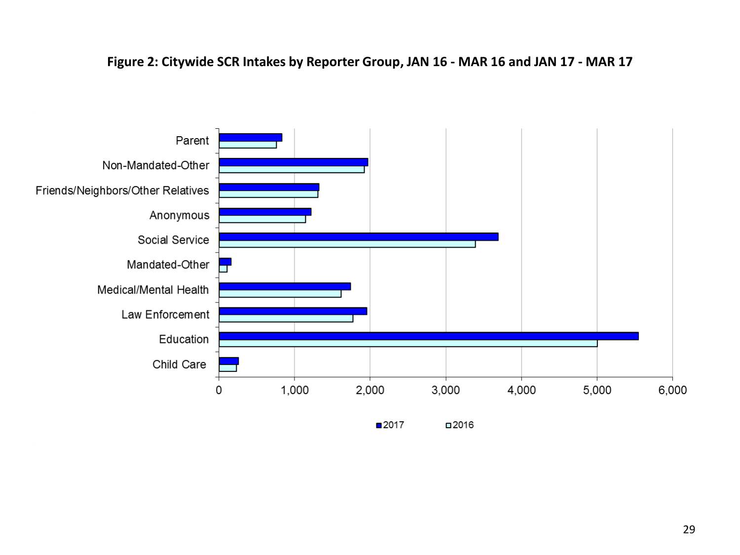**Figure 2: Citywide SCR Intakes by Reporter Group, JAN 16 - MAR 16 and JAN 17 - MAR 17**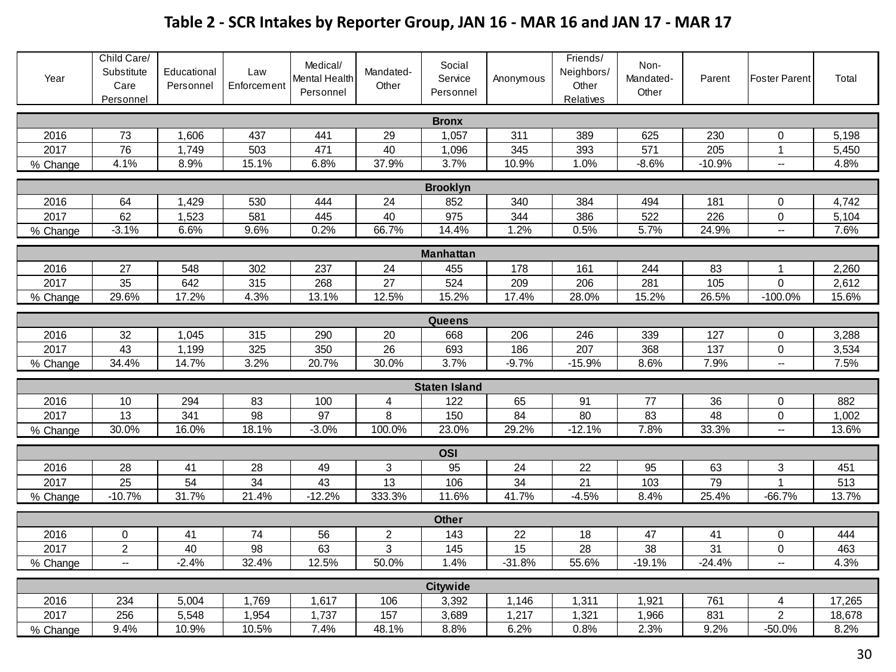# Table 2 - SCR Intakes by Reporter Group, JAN 16 - MAR 16 and JAN 17 - MAR 17

| Year | Child Care/ Substitute Care Personnel | Educational Personnel | Law Enforcement | Medical/ Mental Health Personnel | Mandated-Other | Social Service Personnel | Anonymous | Friends/ Neighbors/ Other Relatives | Non-Mandated-Other | Parent | Foster Parent | Total |
|---|---|---|---|---|---|---|---|---|---|---|---|---|
| **Bronx** | | | | | | | | | | | | |
| 2016 | 73 | 1,606 | 437 | 441 | 29 | 1,057 | 311 | 389 | 625 | 230 | 0 | 5,198 |
| 2017 | 76 | 1,749 | 503 | 471 | 40 | 1,096 | 345 | 393 | 571 | 205 | 1 | 5,450 |
| % Change | 4.1% | 8.9% | 15.1% | 6.8% | 37.9% | 3.7% | 10.9% | 1.0% | -8.6% | -10.9% | -- | 4.8% |
| **Brooklyn** | | | | | | | | | | | | |
| 2016 | 64 | 1,429 | 530 | 444 | 24 | 852 | 340 | 384 | 494 | 181 | 0 | 4,742 |
| 2017 | 62 | 1,523 | 581 | 445 | 40 | 975 | 344 | 386 | 522 | 226 | 0 | 5,104 |
| % Change | -3.1% | 6.6% | 9.6% | 0.2% | 66.7% | 14.4% | 1.2% | 0.5% | 5.7% | 24.9% | -- | 7.6% |
| **Manhattan** | | | | | | | | | | | | |
| 2016 | 27 | 548 | 302 | 237 | 24 | 455 | 178 | 161 | 244 | 83 | 1 | 2,260 |
| 2017 | 35 | 642 | 315 | 268 | 27 | 524 | 209 | 206 | 281 | 105 | 0 | 2,612 |
| % Change | 29.6% | 17.2% | 4.3% | 13.1% | 12.5% | 15.2% | 17.4% | 28.0% | 15.2% | 26.5% | -100.0% | 15.6% |
| **Queens** | | | | | | | | | | | | |
| 2016 | 32 | 1,045 | 315 | 290 | 20 | 668 | 206 | 246 | 339 | 127 | 0 | 3,288 |
| 2017 | 43 | 1,199 | 325 | 350 | 26 | 693 | 186 | 207 | 368 | 137 | 0 | 3,534 |
| % Change | 34.4% | 14.7% | 3.2% | 20.7% | 30.0% | 3.7% | -9.7% | -15.9% | 8.6% | 7.9% | -- | 7.5% |
| **Staten Island** | | | | | | | | | | | | |
| 2016 | 10 | 294 | 83 | 100 | 4 | 122 | 65 | 91 | 77 | 36 | 0 | 882 |
| 2017 | 13 | 341 | 98 | 97 | 8 | 150 | 84 | 80 | 83 | 48 | 0 | 1,002 |
| % Change | 30.0% | 16.0% | 18.1% | -3.0% | 100.0% | 23.0% | 29.2% | -12.1% | 7.8% | 33.3% | -- | 13.6% |
| **OSI** | | | | | | | | | | | | |
| 2016 | 28 | 41 | 28 | 49 | 3 | 95 | 24 | 22 | 95 | 63 | 3 | 451 |
| 2017 | 25 | 54 | 34 | 43 | 13 | 106 | 34 | 21 | 103 | 79 | 1 | 513 |
| % Change | -10.7% | 31.7% | 21.4% | -12.2% | 333.3% | 11.6% | 41.7% | -4.5% | 8.4% | 25.4% | -66.7% | 13.7% |
| **Other** | | | | | | | | | | | | |
| 2016 | 0 | 41 | 74 | 56 | 2 | 143 | 22 | 18 | 47 | 41 | 0 | 444 |
| 2017 | 2 | 40 | 98 | 63 | 3 | 145 | 15 | 28 | 38 | 31 | 0 | 463 |
| % Change | -- | -2.4% | 32.4% | 12.5% | 50.0% | 1.4% | -31.8% | 55.6% | -19.1% | -24.4% | -- | 4.3% |
| **Citywide** | | | | | | | | | | | | |
| 2016 | 234 | 5,004 | 1,769 | 1,617 | 106 | 3,392 | 1,146 | 1,311 | 1,921 | 761 | 4 | 17,265 |
| 2017 | 256 | 5,548 | 1,954 | 1,737 | 157 | 3,689 | 1,217 | 1,321 | 1,966 | 831 | 2 | 18,678 |
| % Change | 9.4% | 10.9% | 10.5% | 7.4% | 48.1% | 8.8% | 6.2% | 0.8% | 2.3% | 9.2% | -50.0% | 8.2% |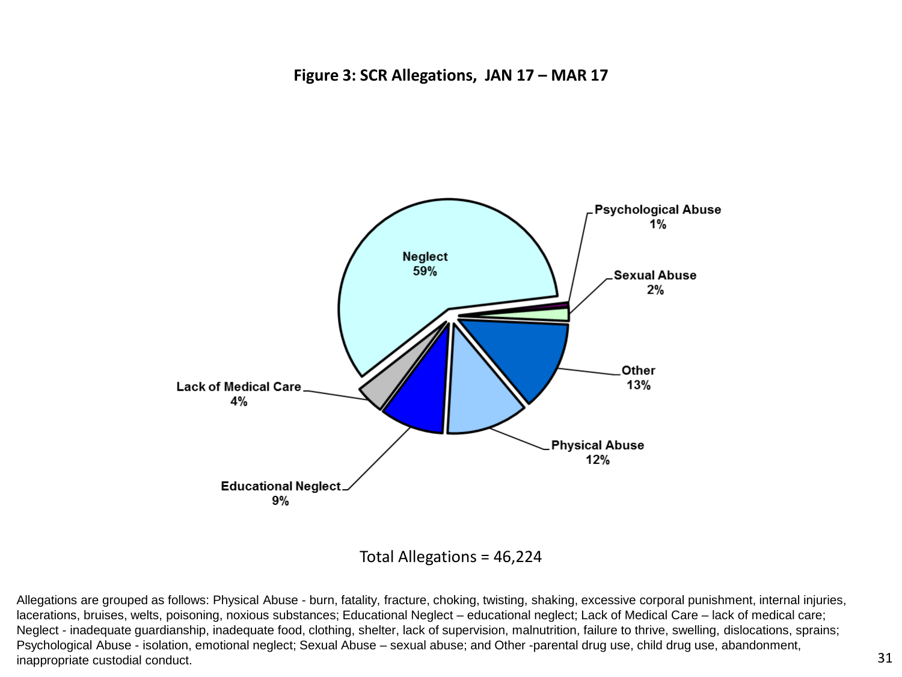**Figure 3: SCR Allegations, JAN 17 – MAR 17**

| Category | Percentage |
| --- | --- |
| Neglect | 59% |
| Psychological Abuse | 1% |
| Sexual Abuse | 2% |
| Other | 13% |
| Physical Abuse | 12% |
| Educational Neglect | 9% |
| Lack of Medical Care | 4% |

Total Allegations = 46,224

Allegations are grouped as follows: Physical Abuse - burn, fatality, fracture, choking, twisting, shaking, excessive corporal punishment, internal injuries, lacerations, bruises, welts, poisoning, noxious substances; Educational Neglect – educational neglect; Lack of Medical Care – lack of medical care; Neglect - inadequate guardianship, inadequate food, clothing, shelter, lack of supervision, malnutrition, failure to thrive, swelling, dislocations, sprains; Psychological Abuse - isolation, emotional neglect; Sexual Abuse – sexual abuse; and Other -parental drug use, child drug use, abandonment, inappropriate custodial conduct.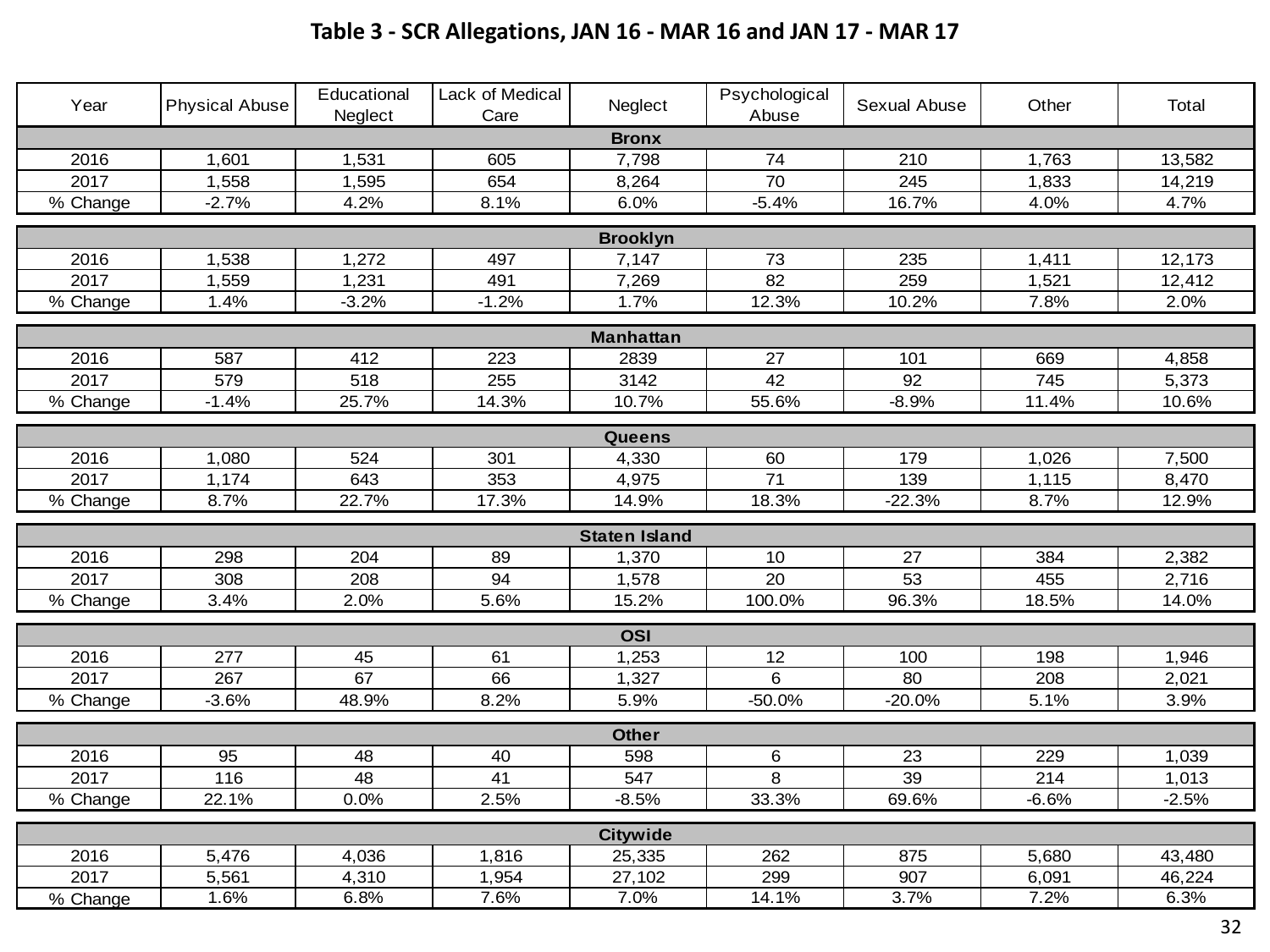**Table 3 - SCR Allegations, JAN 16 - MAR 16 and JAN 17 - MAR 17**

| Year | Physical Abuse | Educational Neglect | Lack of Medical Care | Neglect | Psychological Abuse | Sexual Abuse | Other | Total |
|---|---|---|---|---|---|---|---|---|
| **Bronx** | | | | | | | | |
| 2016 | 1,601 | 1,531 | 605 | 7,798 | 74 | 210 | 1,763 | 13,582 |
| 2017 | 1,558 | 1,595 | 654 | 8,264 | 70 | 245 | 1,833 | 14,219 |
| % Change | -2.7% | 4.2% | 8.1% | 6.0% | -5.4% | 16.7% | 4.0% | 4.7% |
| **Brooklyn** | | | | | | | | |
| 2016 | 1,538 | 1,272 | 497 | 7,147 | 73 | 235 | 1,411 | 12,173 |
| 2017 | 1,559 | 1,231 | 491 | 7,269 | 82 | 259 | 1,521 | 12,412 |
| % Change | 1.4% | -3.2% | -1.2% | 1.7% | 12.3% | 10.2% | 7.8% | 2.0% |
| **Manhattan** | | | | | | | | |
| 2016 | 587 | 412 | 223 | 2839 | 27 | 101 | 669 | 4,858 |
| 2017 | 579 | 518 | 255 | 3142 | 42 | 92 | 745 | 5,373 |
| % Change | -1.4% | 25.7% | 14.3% | 10.7% | 55.6% | -8.9% | 11.4% | 10.6% |
| **Queens** | | | | | | | | |
| 2016 | 1,080 | 524 | 301 | 4,330 | 60 | 179 | 1,026 | 7,500 |
| 2017 | 1,174 | 643 | 353 | 4,975 | 71 | 139 | 1,115 | 8,470 |
| % Change | 8.7% | 22.7% | 17.3% | 14.9% | 18.3% | -22.3% | 8.7% | 12.9% |
| **Staten Island** | | | | | | | | |
| 2016 | 298 | 204 | 89 | 1,370 | 10 | 27 | 384 | 2,382 |
| 2017 | 308 | 208 | 94 | 1,578 | 20 | 53 | 455 | 2,716 |
| % Change | 3.4% | 2.0% | 5.6% | 15.2% | 100.0% | 96.3% | 18.5% | 14.0% |
| **OSI** | | | | | | | | |
| 2016 | 277 | 45 | 61 | 1,253 | 12 | 100 | 198 | 1,946 |
| 2017 | 267 | 67 | 66 | 1,327 | 6 | 80 | 208 | 2,021 |
| % Change | -3.6% | 48.9% | 8.2% | 5.9% | -50.0% | -20.0% | 5.1% | 3.9% |
| **Other** | | | | | | | | |
| 2016 | 95 | 48 | 40 | 598 | 6 | 23 | 229 | 1,039 |
| 2017 | 116 | 48 | 41 | 547 | 8 | 39 | 214 | 1,013 |
| % Change | 22.1% | 0.0% | 2.5% | -8.5% | 33.3% | 69.6% | -6.6% | -2.5% |
| **Citywide** | | | | | | | | |
| 2016 | 5,476 | 4,036 | 1,816 | 25,335 | 262 | 875 | 5,680 | 43,480 |
| 2017 | 5,561 | 4,310 | 1,954 | 27,102 | 299 | 907 | 6,091 | 46,224 |
| % Change | 1.6% | 6.8% | 7.6% | 7.0% | 14.1% | 3.7% | 7.2% | 6.3% |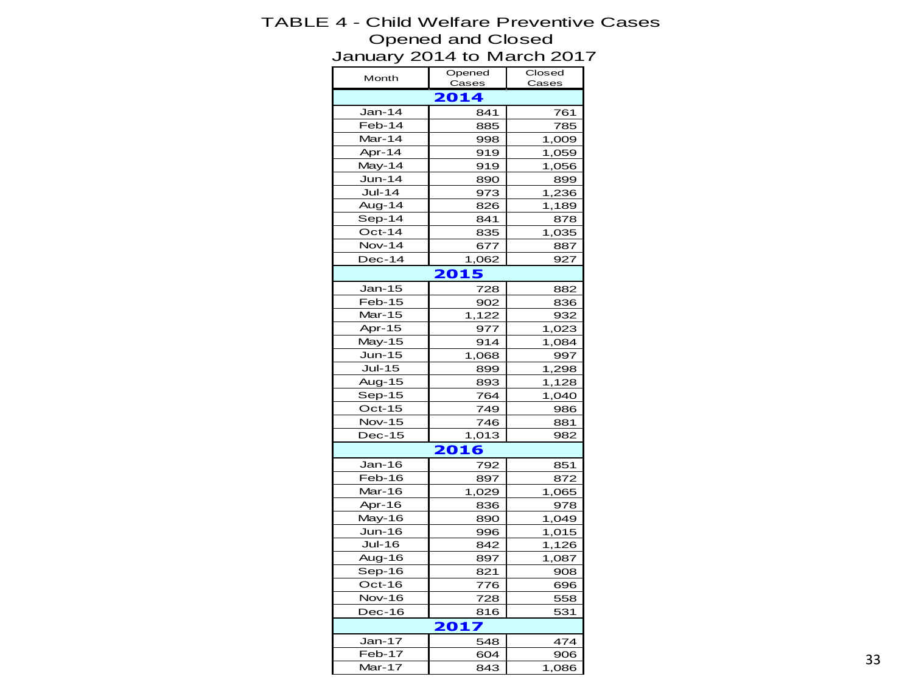# TABLE 4 - Child Welfare Preventive Cases Opened and Closed
## January 2014 to March 2017

| Month | Opened Cases | Closed Cases |
|---|---|---|
| **2014** | | |
| Jan-14 | 841 | 761 |
| Feb-14 | 885 | 785 |
| Mar-14 | 998 | 1,009 |
| Apr-14 | 919 | 1,059 |
| May-14 | 919 | 1,056 |
| Jun-14 | 890 | 899 |
| Jul-14 | 973 | 1,236 |
| Aug-14 | 826 | 1,189 |
| Sep-14 | 841 | 878 |
| Oct-14 | 835 | 1,035 |
| Nov-14 | 677 | 887 |
| Dec-14 | 1,062 | 927 |
| **2015** | | |
| Jan-15 | 728 | 882 |
| Feb-15 | 902 | 836 |
| Mar-15 | 1,122 | 932 |
| Apr-15 | 977 | 1,023 |
| May-15 | 914 | 1,084 |
| Jun-15 | 1,068 | 997 |
| Jul-15 | 899 | 1,298 |
| Aug-15 | 893 | 1,128 |
| Sep-15 | 764 | 1,040 |
| Oct-15 | 749 | 986 |
| Nov-15 | 746 | 881 |
| Dec-15 | 1,013 | 982 |
| **2016** | | |
| Jan-16 | 792 | 851 |
| Feb-16 | 897 | 872 |
| Mar-16 | 1,029 | 1,065 |
| Apr-16 | 836 | 978 |
| May-16 | 890 | 1,049 |
| Jun-16 | 996 | 1,015 |
| Jul-16 | 842 | 1,126 |
| Aug-16 | 897 | 1,087 |
| Sep-16 | 821 | 908 |
| Oct-16 | 776 | 696 |
| Nov-16 | 728 | 558 |
| Dec-16 | 816 | 531 |
| **2017** | | |
| Jan-17 | 548 | 474 |
| Feb-17 | 604 | 906 |
| Mar-17 | 843 | 1,086 |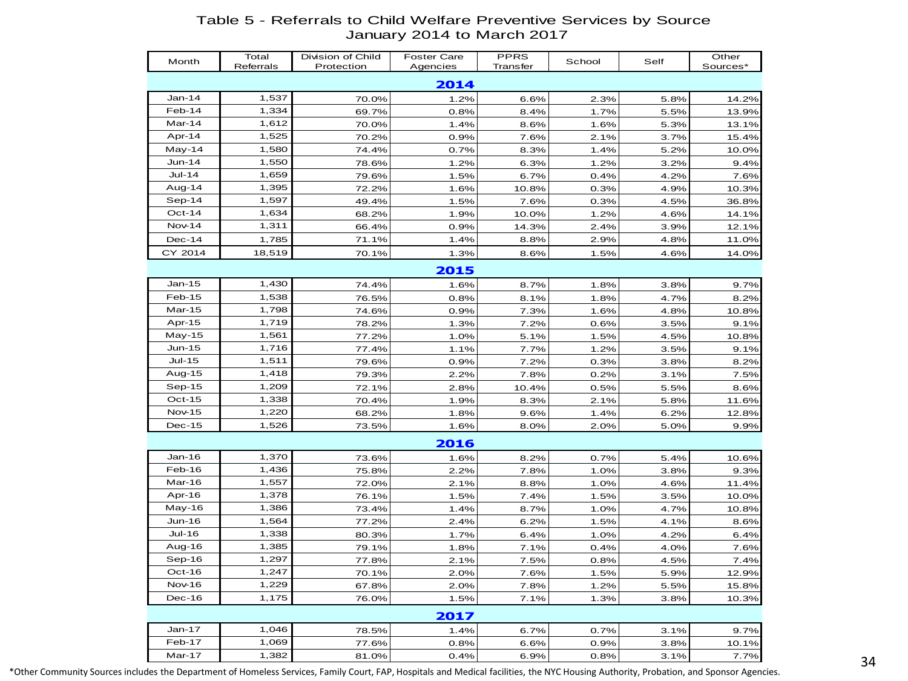# Table 5 - Referrals to Child Welfare Preventive Services by Source
## January 2014 to March 2017

| Month | Total Referrals | Division of Child Protection | Foster Care Agencies | PPRS Transfer | School | Self | Other Sources* |
|---|---|---|---|---|---|---|---|
| **2014** | | | | | | | |
| Jan-14 | 1,537 | 70.0% | 1.2% | 6.6% | 2.3% | 5.8% | 14.2% |
| Feb-14 | 1,334 | 69.7% | 0.8% | 8.4% | 1.7% | 5.5% | 13.9% |
| Mar-14 | 1,612 | 70.0% | 1.4% | 8.6% | 1.6% | 5.3% | 13.1% |
| Apr-14 | 1,525 | 70.2% | 0.9% | 7.6% | 2.1% | 3.7% | 15.4% |
| May-14 | 1,580 | 74.4% | 0.7% | 8.3% | 1.4% | 5.2% | 10.0% |
| Jun-14 | 1,550 | 78.6% | 1.2% | 6.3% | 1.2% | 3.2% | 9.4% |
| Jul-14 | 1,659 | 79.6% | 1.5% | 6.7% | 0.4% | 4.2% | 7.6% |
| Aug-14 | 1,395 | 72.2% | 1.6% | 10.8% | 0.3% | 4.9% | 10.3% |
| Sep-14 | 1,597 | 49.4% | 1.5% | 7.6% | 0.3% | 4.5% | 36.8% |
| Oct-14 | 1,634 | 68.2% | 1.9% | 10.0% | 1.2% | 4.6% | 14.1% |
| Nov-14 | 1,311 | 66.4% | 0.9% | 14.3% | 2.4% | 3.9% | 12.1% |
| Dec-14 | 1,785 | 71.1% | 1.4% | 8.8% | 2.9% | 4.8% | 11.0% |
| CY 2014 | 18,519 | 70.1% | 1.3% | 8.6% | 1.5% | 4.6% | 14.0% |
| **2015** | | | | | | | |
| Jan-15 | 1,430 | 74.4% | 1.6% | 8.7% | 1.8% | 3.8% | 9.7% |
| Feb-15 | 1,538 | 76.5% | 0.8% | 8.1% | 1.8% | 4.7% | 8.2% |
| Mar-15 | 1,798 | 74.6% | 0.9% | 7.3% | 1.6% | 4.8% | 10.8% |
| Apr-15 | 1,719 | 78.2% | 1.3% | 7.2% | 0.6% | 3.5% | 9.1% |
| May-15 | 1,561 | 77.2% | 1.0% | 5.1% | 1.5% | 4.5% | 10.8% |
| Jun-15 | 1,716 | 77.4% | 1.1% | 7.7% | 1.2% | 3.5% | 9.1% |
| Jul-15 | 1,511 | 79.6% | 0.9% | 7.2% | 0.3% | 3.8% | 8.2% |
| Aug-15 | 1,418 | 79.3% | 2.2% | 7.8% | 0.2% | 3.1% | 7.5% |
| Sep-15 | 1,209 | 72.1% | 2.8% | 10.4% | 0.5% | 5.5% | 8.6% |
| Oct-15 | 1,338 | 70.4% | 1.9% | 8.3% | 2.1% | 5.8% | 11.6% |
| Nov-15 | 1,220 | 68.2% | 1.8% | 9.6% | 1.4% | 6.2% | 12.8% |
| Dec-15 | 1,526 | 73.5% | 1.6% | 8.0% | 2.0% | 5.0% | 9.9% |
| **2016** | | | | | | | |
| Jan-16 | 1,370 | 73.6% | 1.6% | 8.2% | 0.7% | 5.4% | 10.6% |
| Feb-16 | 1,436 | 75.8% | 2.2% | 7.8% | 1.0% | 3.8% | 9.3% |
| Mar-16 | 1,557 | 72.0% | 2.1% | 8.8% | 1.0% | 4.6% | 11.4% |
| Apr-16 | 1,378 | 76.1% | 1.5% | 7.4% | 1.5% | 3.5% | 10.0% |
| May-16 | 1,386 | 73.4% | 1.4% | 8.7% | 1.0% | 4.7% | 10.8% |
| Jun-16 | 1,564 | 77.2% | 2.4% | 6.2% | 1.5% | 4.1% | 8.6% |
| Jul-16 | 1,338 | 80.3% | 1.7% | 6.4% | 1.0% | 4.2% | 6.4% |
| Aug-16 | 1,385 | 79.1% | 1.8% | 7.1% | 0.4% | 4.0% | 7.6% |
| Sep-16 | 1,297 | 77.8% | 2.1% | 7.5% | 0.8% | 4.5% | 7.4% |
| Oct-16 | 1,247 | 70.1% | 2.0% | 7.6% | 1.5% | 5.9% | 12.9% |
| Nov-16 | 1,229 | 67.8% | 2.0% | 7.8% | 1.2% | 5.5% | 15.8% |
| Dec-16 | 1,175 | 76.0% | 1.5% | 7.1% | 1.3% | 3.8% | 10.3% |
| **2017** | | | | | | | |
| Jan-17 | 1,046 | 78.5% | 1.4% | 6.7% | 0.7% | 3.1% | 9.7% |
| Feb-17 | 1,069 | 77.6% | 0.8% | 6.6% | 0.9% | 3.8% | 10.1% |
| Mar-17 | 1,382 | 81.0% | 0.4% | 6.9% | 0.8% | 3.1% | 7.7% |

*Other Community Sources includes the Department of Homeless Services, Family Court, FAP, Hospitals and Medical facilities, the NYC Housing Authority, Probation, and Sponsor Agencies.